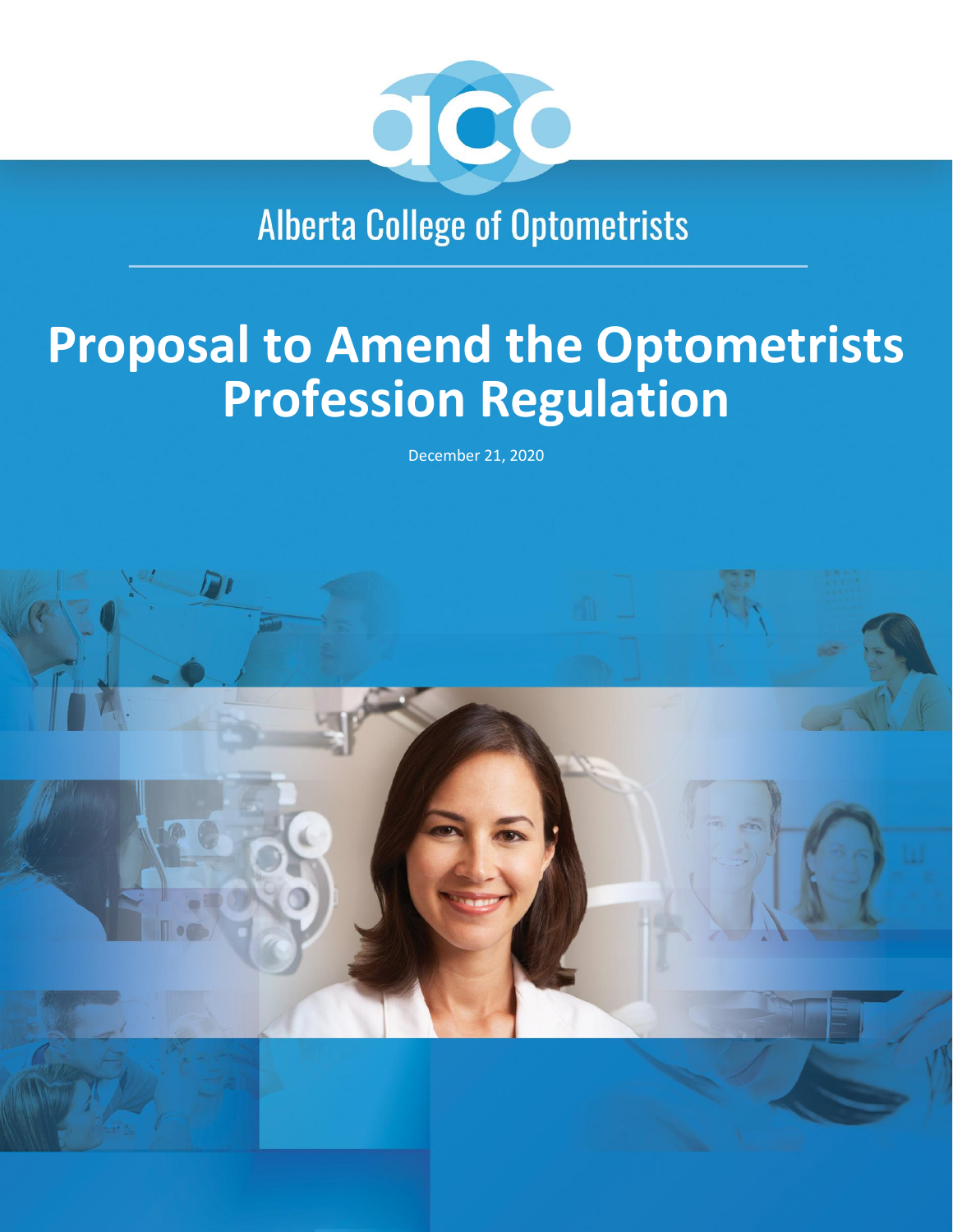Alberta College of Optometrists

# Proposal to Amend the Optometrists Profession Regulation

December 21, 2020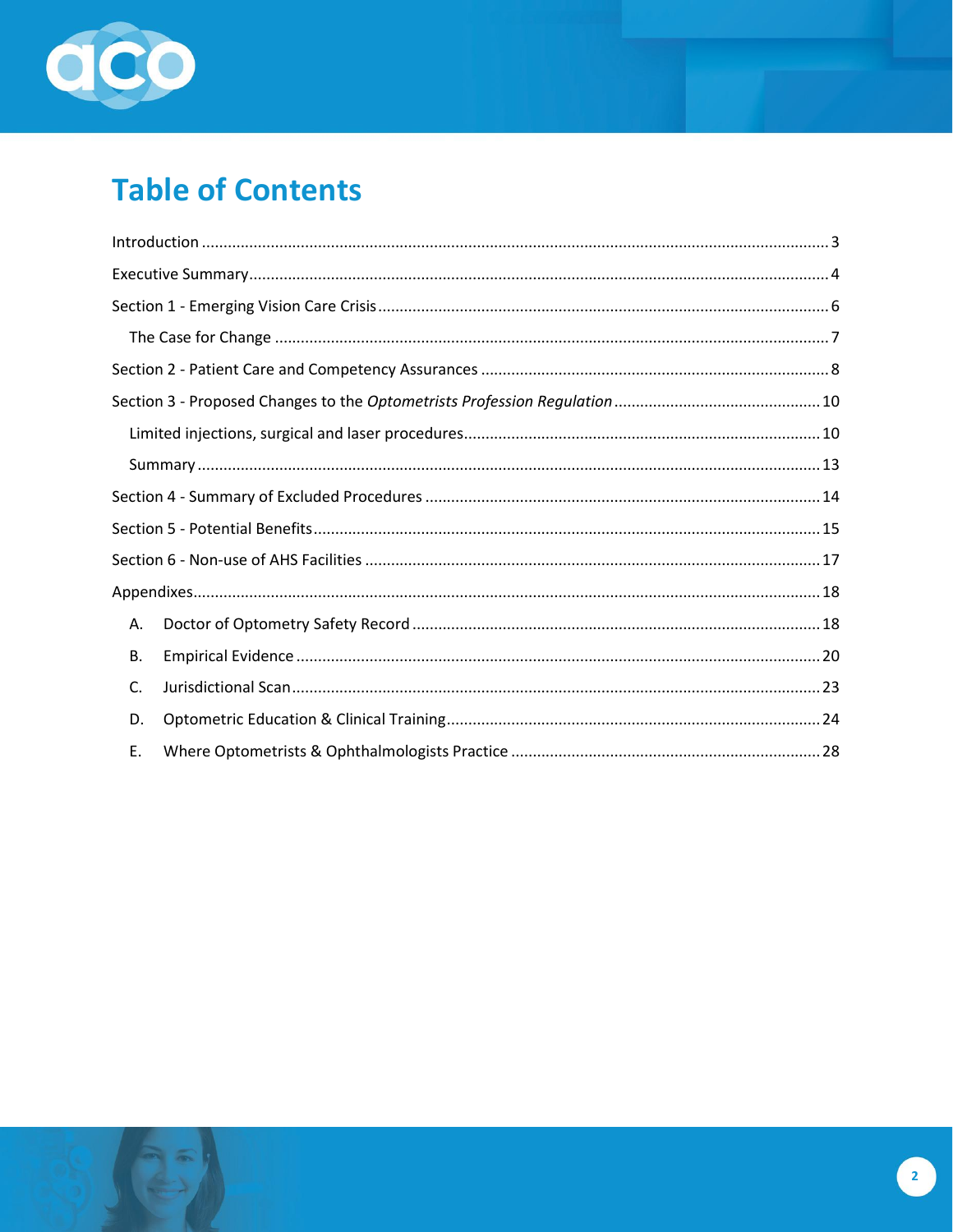# Table of Contents

Introduction ........ 3

Executive Summary ........ 4

Section 1 - Emerging Vision Care Crisis ........ 6

- The Case for Change ........ 7

Section 2 - Patient Care and Competency Assurances ........ 8

Section 3 - Proposed Changes to the *Optometrists Profession Regulation* ........ 10

- Limited injections, surgical and laser procedures ........ 10
- Summary ........ 13

Section 4 - Summary of Excluded Procedures ........ 14

Section 5 - Potential Benefits ........ 15

Section 6 - Non-use of AHS Facilities ........ 17

Appendixes ........ 18

- A. Doctor of Optometry Safety Record ........ 18
- B. Empirical Evidence ........ 20
- C. Jurisdictional Scan ........ 23
- D. Optometric Education & Clinical Training ........ 24
- E. Where Optometrists & Ophthalmologists Practice ........ 28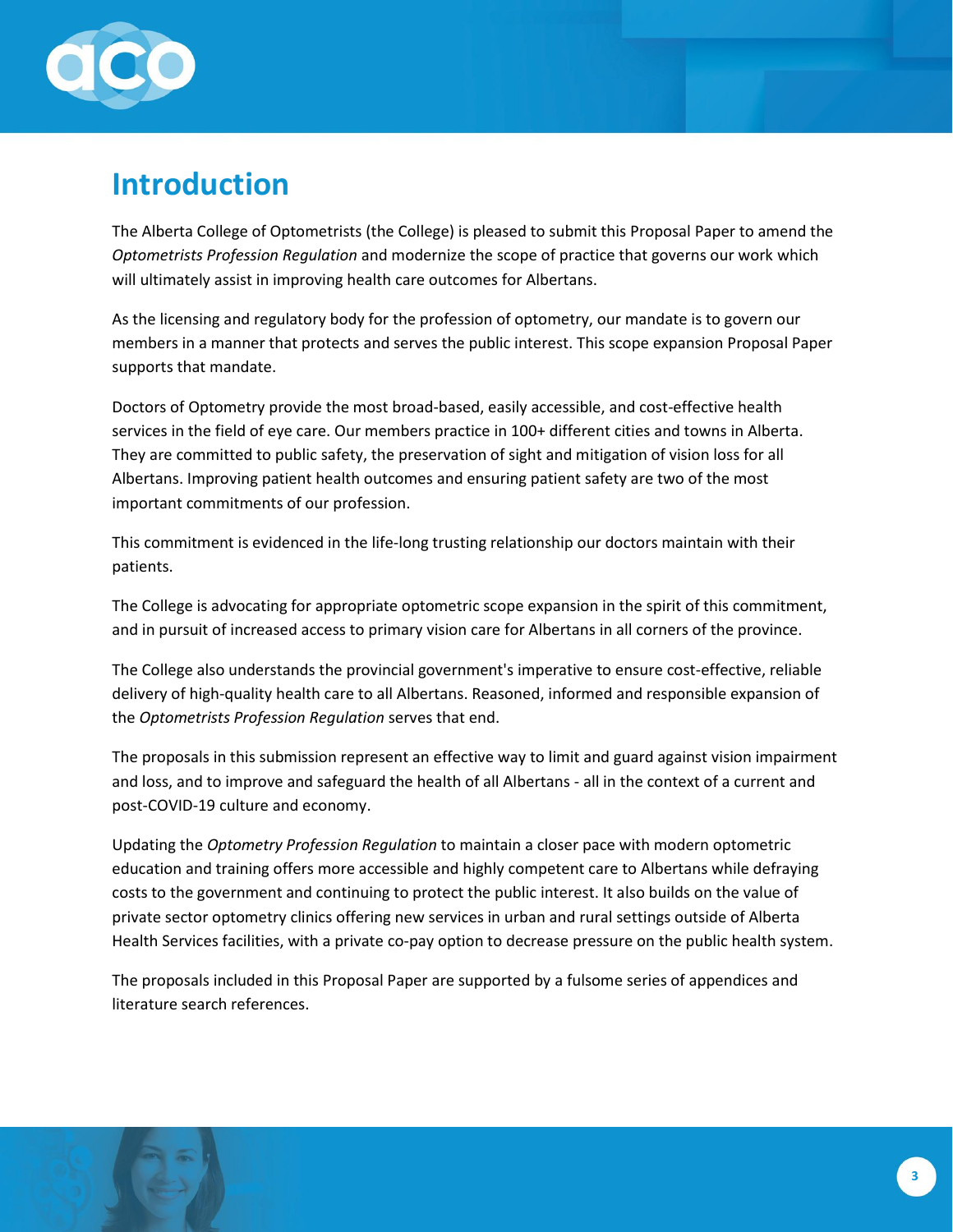# Introduction

The Alberta College of Optometrists (the College) is pleased to submit this Proposal Paper to amend the *Optometrists Profession Regulation* and modernize the scope of practice that governs our work which will ultimately assist in improving health care outcomes for Albertans.

As the licensing and regulatory body for the profession of optometry, our mandate is to govern our members in a manner that protects and serves the public interest. This scope expansion Proposal Paper supports that mandate.

Doctors of Optometry provide the most broad-based, easily accessible, and cost-effective health services in the field of eye care. Our members practice in 100+ different cities and towns in Alberta. They are committed to public safety, the preservation of sight and mitigation of vision loss for all Albertans. Improving patient health outcomes and ensuring patient safety are two of the most important commitments of our profession.

This commitment is evidenced in the life-long trusting relationship our doctors maintain with their patients.

The College is advocating for appropriate optometric scope expansion in the spirit of this commitment, and in pursuit of increased access to primary vision care for Albertans in all corners of the province.

The College also understands the provincial government's imperative to ensure cost-effective, reliable delivery of high-quality health care to all Albertans. Reasoned, informed and responsible expansion of the *Optometrists Profession Regulation* serves that end.

The proposals in this submission represent an effective way to limit and guard against vision impairment and loss, and to improve and safeguard the health of all Albertans - all in the context of a current and post-COVID-19 culture and economy.

Updating the *Optometry Profession Regulation* to maintain a closer pace with modern optometric education and training offers more accessible and highly competent care to Albertans while defraying costs to the government and continuing to protect the public interest. It also builds on the value of private sector optometry clinics offering new services in urban and rural settings outside of Alberta Health Services facilities, with a private co-pay option to decrease pressure on the public health system.

The proposals included in this Proposal Paper are supported by a fulsome series of appendices and literature search references.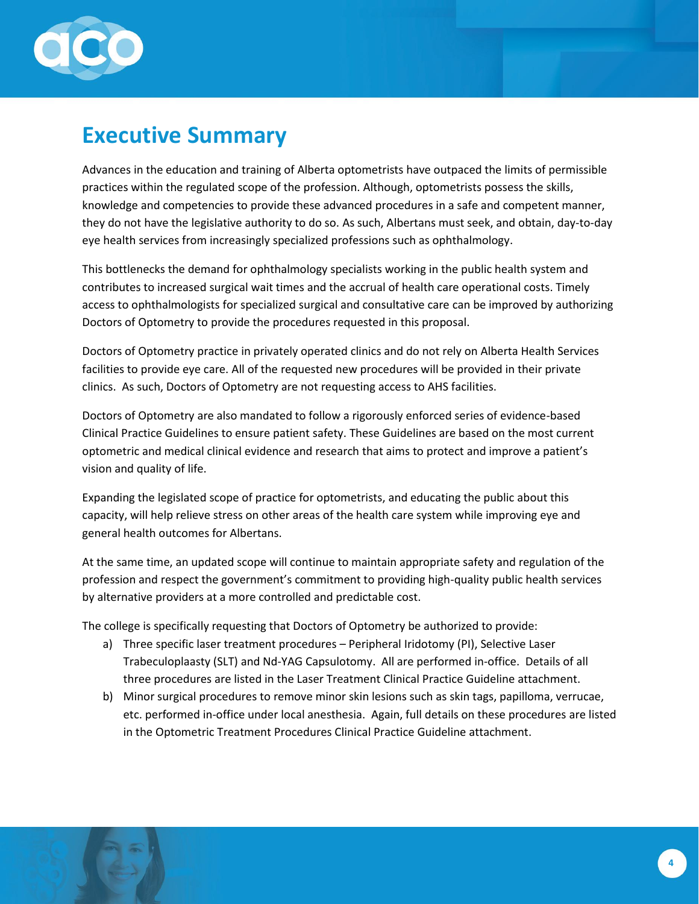# Executive Summary

Advances in the education and training of Alberta optometrists have outpaced the limits of permissible practices within the regulated scope of the profession. Although, optometrists possess the skills, knowledge and competencies to provide these advanced procedures in a safe and competent manner, they do not have the legislative authority to do so. As such, Albertans must seek, and obtain, day-to-day eye health services from increasingly specialized professions such as ophthalmology.

This bottlenecks the demand for ophthalmology specialists working in the public health system and contributes to increased surgical wait times and the accrual of health care operational costs. Timely access to ophthalmologists for specialized surgical and consultative care can be improved by authorizing Doctors of Optometry to provide the procedures requested in this proposal.

Doctors of Optometry practice in privately operated clinics and do not rely on Alberta Health Services facilities to provide eye care. All of the requested new procedures will be provided in their private clinics. As such, Doctors of Optometry are not requesting access to AHS facilities.

Doctors of Optometry are also mandated to follow a rigorously enforced series of evidence-based Clinical Practice Guidelines to ensure patient safety. These Guidelines are based on the most current optometric and medical clinical evidence and research that aims to protect and improve a patient's vision and quality of life.

Expanding the legislated scope of practice for optometrists, and educating the public about this capacity, will help relieve stress on other areas of the health care system while improving eye and general health outcomes for Albertans.

At the same time, an updated scope will continue to maintain appropriate safety and regulation of the profession and respect the government's commitment to providing high-quality public health services by alternative providers at a more controlled and predictable cost.

The college is specifically requesting that Doctors of Optometry be authorized to provide:

a) Three specific laser treatment procedures – Peripheral Iridotomy (PI), Selective Laser Trabeculoplaasty (SLT) and Nd-YAG Capsulotomy. All are performed in-office. Details of all three procedures are listed in the Laser Treatment Clinical Practice Guideline attachment.

b) Minor surgical procedures to remove minor skin lesions such as skin tags, papilloma, verrucae, etc. performed in-office under local anesthesia. Again, full details on these procedures are listed in the Optometric Treatment Procedures Clinical Practice Guideline attachment.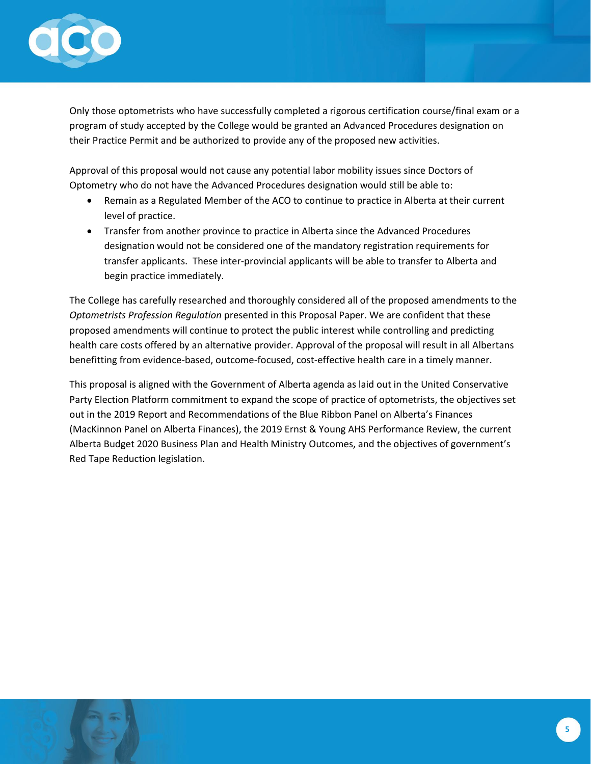Only those optometrists who have successfully completed a rigorous certification course/final exam or a program of study accepted by the College would be granted an Advanced Procedures designation on their Practice Permit and be authorized to provide any of the proposed new activities.

Approval of this proposal would not cause any potential labor mobility issues since Doctors of Optometry who do not have the Advanced Procedures designation would still be able to:

- Remain as a Regulated Member of the ACO to continue to practice in Alberta at their current level of practice.
- Transfer from another province to practice in Alberta since the Advanced Procedures designation would not be considered one of the mandatory registration requirements for transfer applicants. These inter-provincial applicants will be able to transfer to Alberta and begin practice immediately.

The College has carefully researched and thoroughly considered all of the proposed amendments to the *Optometrists Profession Regulation* presented in this Proposal Paper. We are confident that these proposed amendments will continue to protect the public interest while controlling and predicting health care costs offered by an alternative provider. Approval of the proposal will result in all Albertans benefitting from evidence-based, outcome-focused, cost-effective health care in a timely manner.

This proposal is aligned with the Government of Alberta agenda as laid out in the United Conservative Party Election Platform commitment to expand the scope of practice of optometrists, the objectives set out in the 2019 Report and Recommendations of the Blue Ribbon Panel on Alberta's Finances (MacKinnon Panel on Alberta Finances), the 2019 Ernst & Young AHS Performance Review, the current Alberta Budget 2020 Business Plan and Health Ministry Outcomes, and the objectives of government's Red Tape Reduction legislation.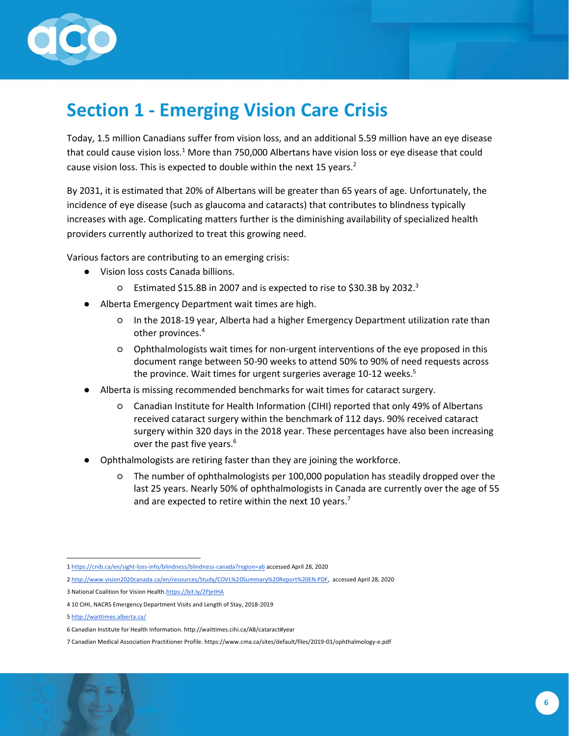# Section 1 - Emerging Vision Care Crisis

Today, 1.5 million Canadians suffer from vision loss, and an additional 5.59 million have an eye disease that could cause vision loss.[1] More than 750,000 Albertans have vision loss or eye disease that could cause vision loss. This is expected to double within the next 15 years.[2]

By 2031, it is estimated that 20% of Albertans will be greater than 65 years of age. Unfortunately, the incidence of eye disease (such as glaucoma and cataracts) that contributes to blindness typically increases with age. Complicating matters further is the diminishing availability of specialized health providers currently authorized to treat this growing need.

Various factors are contributing to an emerging crisis:

- Vision loss costs Canada billions.
  - Estimated $15.8B in 2007 and is expected to rise to $30.3B by 2032.[3]
- Alberta Emergency Department wait times are high.
  - In the 2018-19 year, Alberta had a higher Emergency Department utilization rate than other provinces.[4]
  - Ophthalmologists wait times for non-urgent interventions of the eye proposed in this document range between 50-90 weeks to attend 50% to 90% of need requests across the province. Wait times for urgent surgeries average 10-12 weeks.[5]
- Alberta is missing recommended benchmarks for wait times for cataract surgery.
  - Canadian Institute for Health Information (CIHI) reported that only 49% of Albertans received cataract surgery within the benchmark of 112 days. 90% received cataract surgery within 320 days in the 2018 year. These percentages have also been increasing over the past five years.[6]
- Ophthalmologists are retiring faster than they are joining the workforce.
  - The number of ophthalmologists per 100,000 population has steadily dropped over the last 25 years. Nearly 50% of ophthalmologists in Canada are currently over the age of 55 and are expected to retire within the next 10 years.[7]

---

1 https://cnib.ca/en/sight-loss-info/blindness/blindness-canada?region=ab accessed April 28, 2020

2 http://www.vision2020canada.ca/en/resources/Study/COVL%20Summary%20Report%20EN.PDF, accessed April 28, 2020

3 National Coalition for Vision Health. https://bit.ly/2PjetHA

4 10 CIHI, NACRS Emergency Department Visits and Length of Stay, 2018-2019

5 http://waittimes.alberta.ca/

6 Canadian Institute for Health Information. http://waittimes.cihi.ca/AB/cataract#year

7 Canadian Medical Association Practitioner Profile. https://www.cma.ca/sites/default/files/2019-01/ophthalmology-e.pdf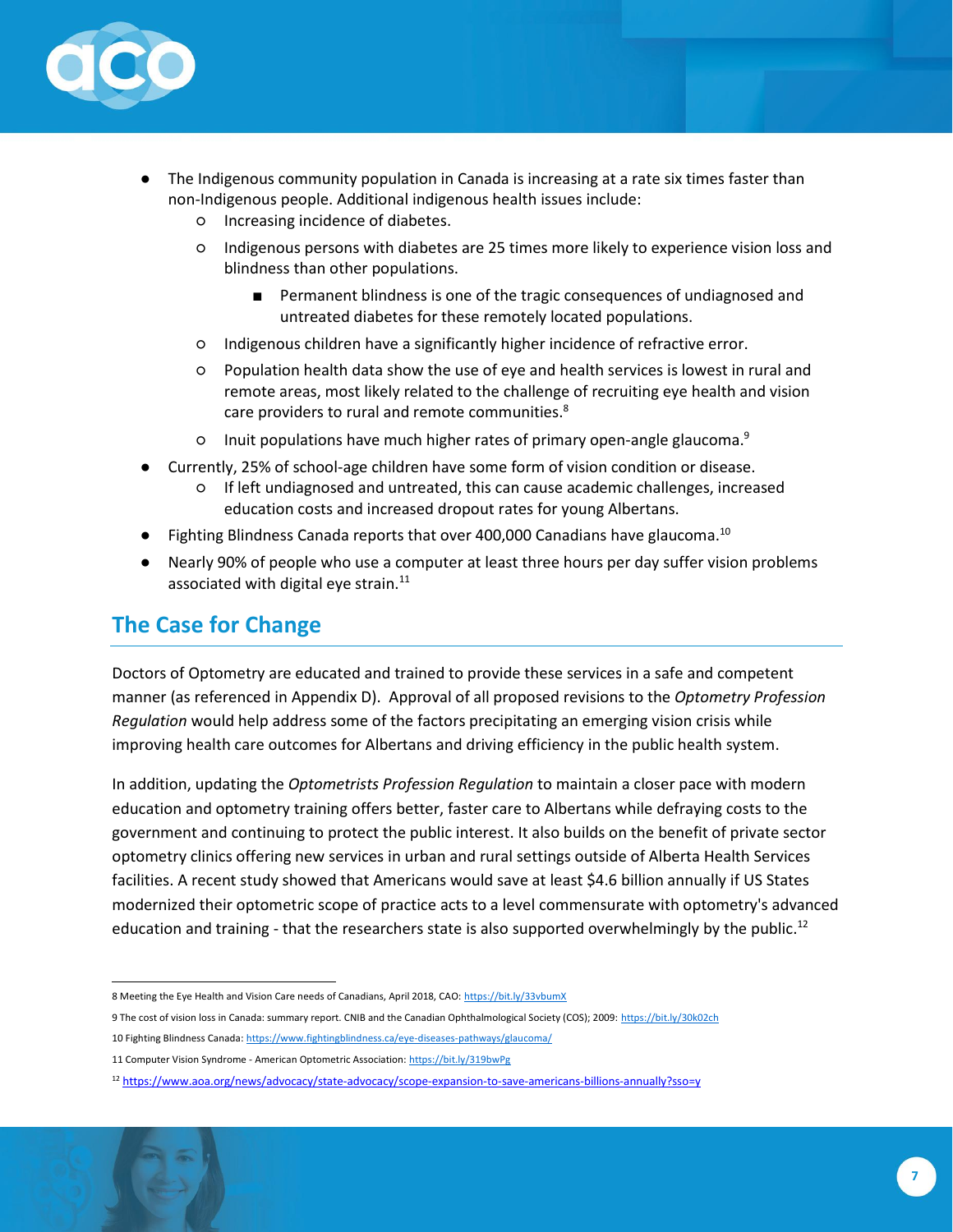- The Indigenous community population in Canada is increasing at a rate six times faster than non-Indigenous people. Additional indigenous health issues include:
    - Increasing incidence of diabetes.
    - Indigenous persons with diabetes are 25 times more likely to experience vision loss and blindness than other populations.
        - Permanent blindness is one of the tragic consequences of undiagnosed and untreated diabetes for these remotely located populations.
    - Indigenous children have a significantly higher incidence of refractive error.
    - Population health data show the use of eye and health services is lowest in rural and remote areas, most likely related to the challenge of recruiting eye health and vision care providers to rural and remote communities.[8]
    - Inuit populations have much higher rates of primary open-angle glaucoma.[9]
- Currently, 25% of school-age children have some form of vision condition or disease.
    - If left undiagnosed and untreated, this can cause academic challenges, increased education costs and increased dropout rates for young Albertans.
- Fighting Blindness Canada reports that over 400,000 Canadians have glaucoma.[10]
- Nearly 90% of people who use a computer at least three hours per day suffer vision problems associated with digital eye strain.[11]

## The Case for Change

Doctors of Optometry are educated and trained to provide these services in a safe and competent manner (as referenced in Appendix D). Approval of all proposed revisions to the *Optometry Profession Regulation* would help address some of the factors precipitating an emerging vision crisis while improving health care outcomes for Albertans and driving efficiency in the public health system.

In addition, updating the *Optometrists Profession Regulation* to maintain a closer pace with modern education and optometry training offers better, faster care to Albertans while defraying costs to the government and continuing to protect the public interest. It also builds on the benefit of private sector optometry clinics offering new services in urban and rural settings outside of Alberta Health Services facilities. A recent study showed that Americans would save at least $4.6 billion annually if US States modernized their optometric scope of practice acts to a level commensurate with optometry's advanced education and training - that the researchers state is also supported overwhelmingly by the public.[12]

---

8 Meeting the Eye Health and Vision Care needs of Canadians, April 2018, CAO: https://bit.ly/33vbumX

9 The cost of vision loss in Canada: summary report. CNIB and the Canadian Ophthalmological Society (COS); 2009: https://bit.ly/30k02ch

10 Fighting Blindness Canada: https://www.fightingblindness.ca/eye-diseases-pathways/glaucoma/

11 Computer Vision Syndrome - American Optometric Association: https://bit.ly/319bwPg

12 https://www.aoa.org/news/advocacy/state-advocacy/scope-expansion-to-save-americans-billions-annually?sso=y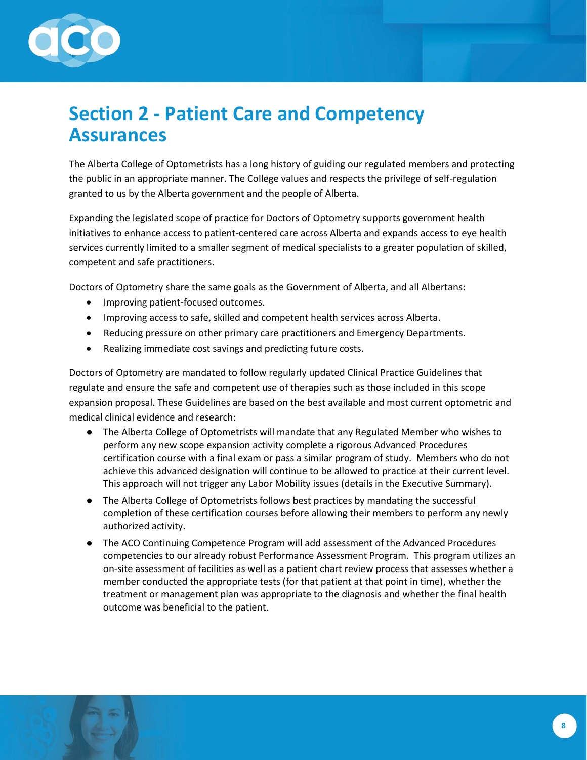# Section 2 - Patient Care and Competency Assurances

The Alberta College of Optometrists has a long history of guiding our regulated members and protecting the public in an appropriate manner. The College values and respects the privilege of self-regulation granted to us by the Alberta government and the people of Alberta.

Expanding the legislated scope of practice for Doctors of Optometry supports government health initiatives to enhance access to patient-centered care across Alberta and expands access to eye health services currently limited to a smaller segment of medical specialists to a greater population of skilled, competent and safe practitioners.

Doctors of Optometry share the same goals as the Government of Alberta, and all Albertans:

- Improving patient-focused outcomes.
- Improving access to safe, skilled and competent health services across Alberta.
- Reducing pressure on other primary care practitioners and Emergency Departments.
- Realizing immediate cost savings and predicting future costs.

Doctors of Optometry are mandated to follow regularly updated Clinical Practice Guidelines that regulate and ensure the safe and competent use of therapies such as those included in this scope expansion proposal. These Guidelines are based on the best available and most current optometric and medical clinical evidence and research:

- The Alberta College of Optometrists will mandate that any Regulated Member who wishes to perform any new scope expansion activity complete a rigorous Advanced Procedures certification course with a final exam or pass a similar program of study. Members who do not achieve this advanced designation will continue to be allowed to practice at their current level. This approach will not trigger any Labor Mobility issues (details in the Executive Summary).
- The Alberta College of Optometrists follows best practices by mandating the successful completion of these certification courses before allowing their members to perform any newly authorized activity.
- The ACO Continuing Competence Program will add assessment of the Advanced Procedures competencies to our already robust Performance Assessment Program. This program utilizes an on-site assessment of facilities as well as a patient chart review process that assesses whether a member conducted the appropriate tests (for that patient at that point in time), whether the treatment or management plan was appropriate to the diagnosis and whether the final health outcome was beneficial to the patient.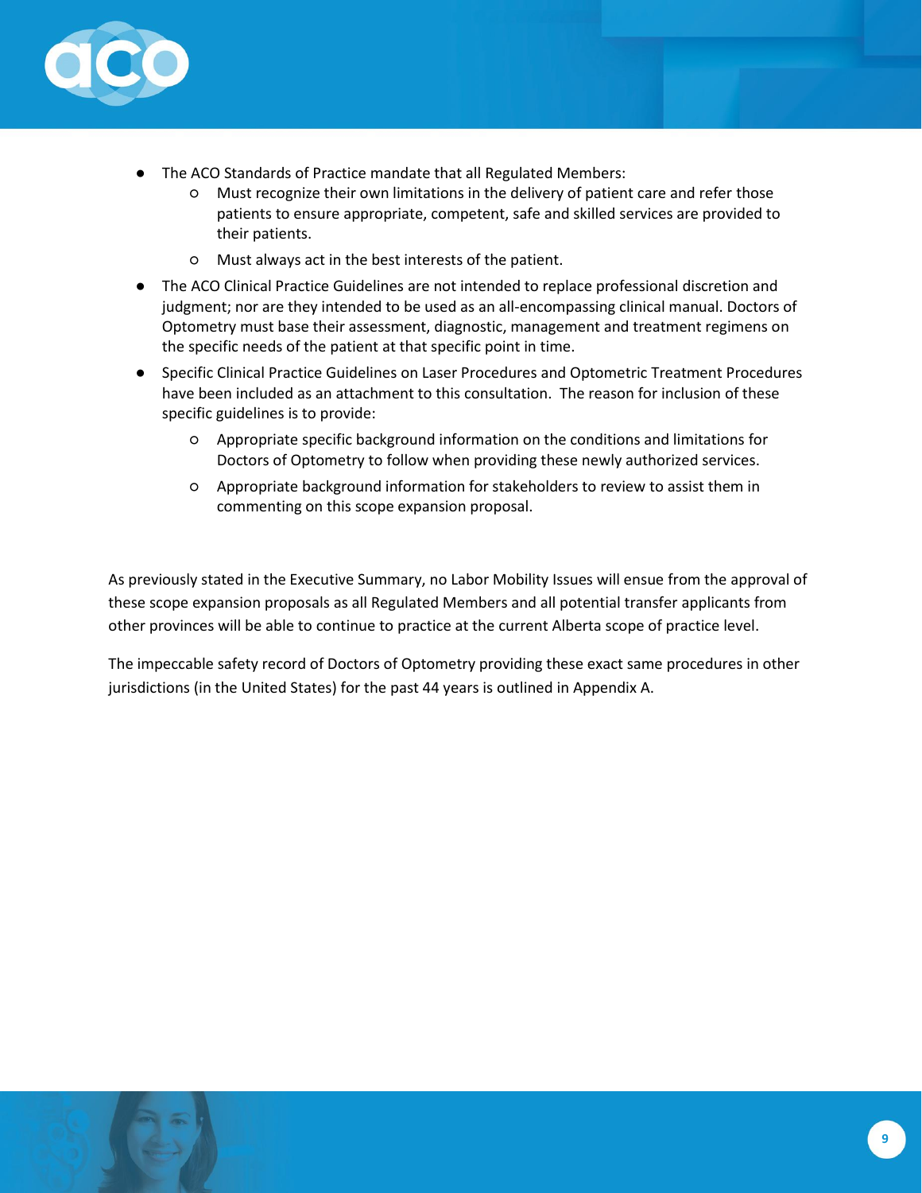- The ACO Standards of Practice mandate that all Regulated Members:
    - Must recognize their own limitations in the delivery of patient care and refer those patients to ensure appropriate, competent, safe and skilled services are provided to their patients.
    - Must always act in the best interests of the patient.
- The ACO Clinical Practice Guidelines are not intended to replace professional discretion and judgment; nor are they intended to be used as an all-encompassing clinical manual. Doctors of Optometry must base their assessment, diagnostic, management and treatment regimens on the specific needs of the patient at that specific point in time.
- Specific Clinical Practice Guidelines on Laser Procedures and Optometric Treatment Procedures have been included as an attachment to this consultation. The reason for inclusion of these specific guidelines is to provide:
    - Appropriate specific background information on the conditions and limitations for Doctors of Optometry to follow when providing these newly authorized services.
    - Appropriate background information for stakeholders to review to assist them in commenting on this scope expansion proposal.

As previously stated in the Executive Summary, no Labor Mobility Issues will ensue from the approval of these scope expansion proposals as all Regulated Members and all potential transfer applicants from other provinces will be able to continue to practice at the current Alberta scope of practice level.

The impeccable safety record of Doctors of Optometry providing these exact same procedures in other jurisdictions (in the United States) for the past 44 years is outlined in Appendix A.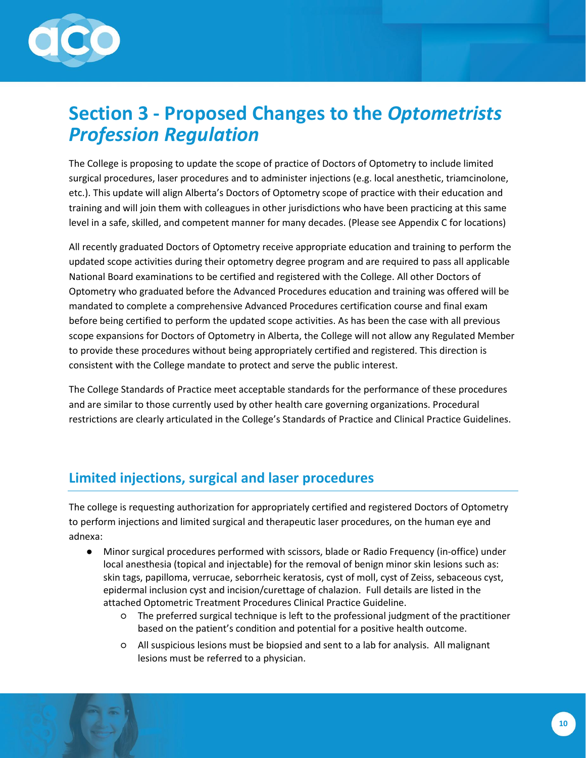# Section 3 - Proposed Changes to the *Optometrists Profession Regulation*

The College is proposing to update the scope of practice of Doctors of Optometry to include limited surgical procedures, laser procedures and to administer injections (e.g. local anesthetic, triamcinolone, etc.). This update will align Alberta's Doctors of Optometry scope of practice with their education and training and will join them with colleagues in other jurisdictions who have been practicing at this same level in a safe, skilled, and competent manner for many decades. (Please see Appendix C for locations)

All recently graduated Doctors of Optometry receive appropriate education and training to perform the updated scope activities during their optometry degree program and are required to pass all applicable National Board examinations to be certified and registered with the College. All other Doctors of Optometry who graduated before the Advanced Procedures education and training was offered will be mandated to complete a comprehensive Advanced Procedures certification course and final exam before being certified to perform the updated scope activities. As has been the case with all previous scope expansions for Doctors of Optometry in Alberta, the College will not allow any Regulated Member to provide these procedures without being appropriately certified and registered. This direction is consistent with the College mandate to protect and serve the public interest.

The College Standards of Practice meet acceptable standards for the performance of these procedures and are similar to those currently used by other health care governing organizations. Procedural restrictions are clearly articulated in the College's Standards of Practice and Clinical Practice Guidelines.

## Limited injections, surgical and laser procedures

The college is requesting authorization for appropriately certified and registered Doctors of Optometry to perform injections and limited surgical and therapeutic laser procedures, on the human eye and adnexa:

- Minor surgical procedures performed with scissors, blade or Radio Frequency (in-office) under local anesthesia (topical and injectable) for the removal of benign minor skin lesions such as: skin tags, papilloma, verrucae, seborrheic keratosis, cyst of moll, cyst of Zeiss, sebaceous cyst, epidermal inclusion cyst and incision/curettage of chalazion. Full details are listed in the attached Optometric Treatment Procedures Clinical Practice Guideline.
    - The preferred surgical technique is left to the professional judgment of the practitioner based on the patient's condition and potential for a positive health outcome.
    - All suspicious lesions must be biopsied and sent to a lab for analysis. All malignant lesions must be referred to a physician.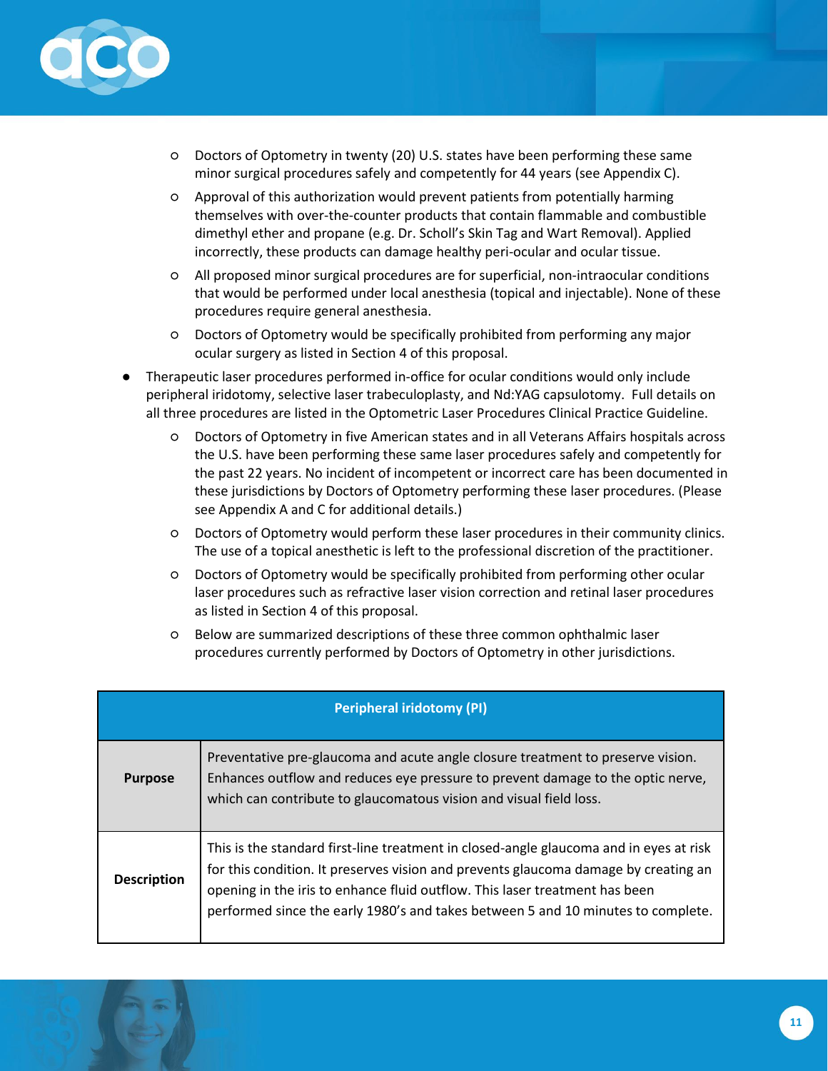- Doctors of Optometry in twenty (20) U.S. states have been performing these same minor surgical procedures safely and competently for 44 years (see Appendix C).
- Approval of this authorization would prevent patients from potentially harming themselves with over-the-counter products that contain flammable and combustible dimethyl ether and propane (e.g. Dr. Scholl's Skin Tag and Wart Removal). Applied incorrectly, these products can damage healthy peri-ocular and ocular tissue.
- All proposed minor surgical procedures are for superficial, non-intraocular conditions that would be performed under local anesthesia (topical and injectable). None of these procedures require general anesthesia.
- Doctors of Optometry would be specifically prohibited from performing any major ocular surgery as listed in Section 4 of this proposal.

- Therapeutic laser procedures performed in-office for ocular conditions would only include peripheral iridotomy, selective laser trabeculoplasty, and Nd:YAG capsulotomy. Full details on all three procedures are listed in the Optometric Laser Procedures Clinical Practice Guideline.
  - Doctors of Optometry in five American states and in all Veterans Affairs hospitals across the U.S. have been performing these same laser procedures safely and competently for the past 22 years. No incident of incompetent or incorrect care has been documented in these jurisdictions by Doctors of Optometry performing these laser procedures. (Please see Appendix A and C for additional details.)
  - Doctors of Optometry would perform these laser procedures in their community clinics. The use of a topical anesthetic is left to the professional discretion of the practitioner.
  - Doctors of Optometry would be specifically prohibited from performing other ocular laser procedures such as refractive laser vision correction and retinal laser procedures as listed in Section 4 of this proposal.
  - Below are summarized descriptions of these three common ophthalmic laser procedures currently performed by Doctors of Optometry in other jurisdictions.

| Peripheral iridotomy (PI) | |
|---|---|
| **Purpose** | Preventative pre-glaucoma and acute angle closure treatment to preserve vision. Enhances outflow and reduces eye pressure to prevent damage to the optic nerve, which can contribute to glaucomatous vision and visual field loss. |
| **Description** | This is the standard first-line treatment in closed-angle glaucoma and in eyes at risk for this condition. It preserves vision and prevents glaucoma damage by creating an opening in the iris to enhance fluid outflow. This laser treatment has been performed since the early 1980's and takes between 5 and 10 minutes to complete. |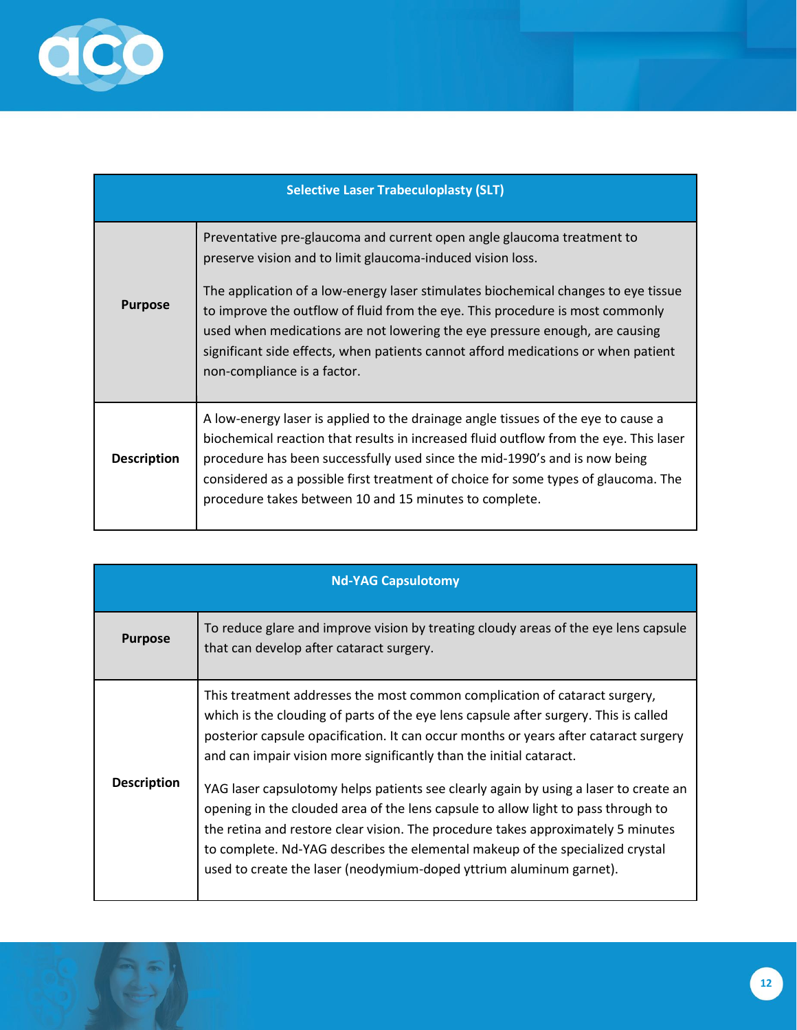| Selective Laser Trabeculoplasty (SLT) | |
| --- | --- |
| **Purpose** | Preventative pre-glaucoma and current open angle glaucoma treatment to preserve vision and to limit glaucoma-induced vision loss.<br><br>The application of a low-energy laser stimulates biochemical changes to eye tissue to improve the outflow of fluid from the eye. This procedure is most commonly used when medications are not lowering the eye pressure enough, are causing significant side effects, when patients cannot afford medications or when patient non-compliance is a factor. |
| **Description** | A low-energy laser is applied to the drainage angle tissues of the eye to cause a biochemical reaction that results in increased fluid outflow from the eye. This laser procedure has been successfully used since the mid-1990's and is now being considered as a possible first treatment of choice for some types of glaucoma. The procedure takes between 10 and 15 minutes to complete. |

| Nd-YAG Capsulotomy | |
| --- | --- |
| **Purpose** | To reduce glare and improve vision by treating cloudy areas of the eye lens capsule that can develop after cataract surgery. |
| **Description** | This treatment addresses the most common complication of cataract surgery, which is the clouding of parts of the eye lens capsule after surgery. This is called posterior capsule opacification. It can occur months or years after cataract surgery and can impair vision more significantly than the initial cataract.<br><br>YAG laser capsulotomy helps patients see clearly again by using a laser to create an opening in the clouded area of the lens capsule to allow light to pass through to the retina and restore clear vision. The procedure takes approximately 5 minutes to complete. Nd-YAG describes the elemental makeup of the specialized crystal used to create the laser (neodymium-doped yttrium aluminum garnet). |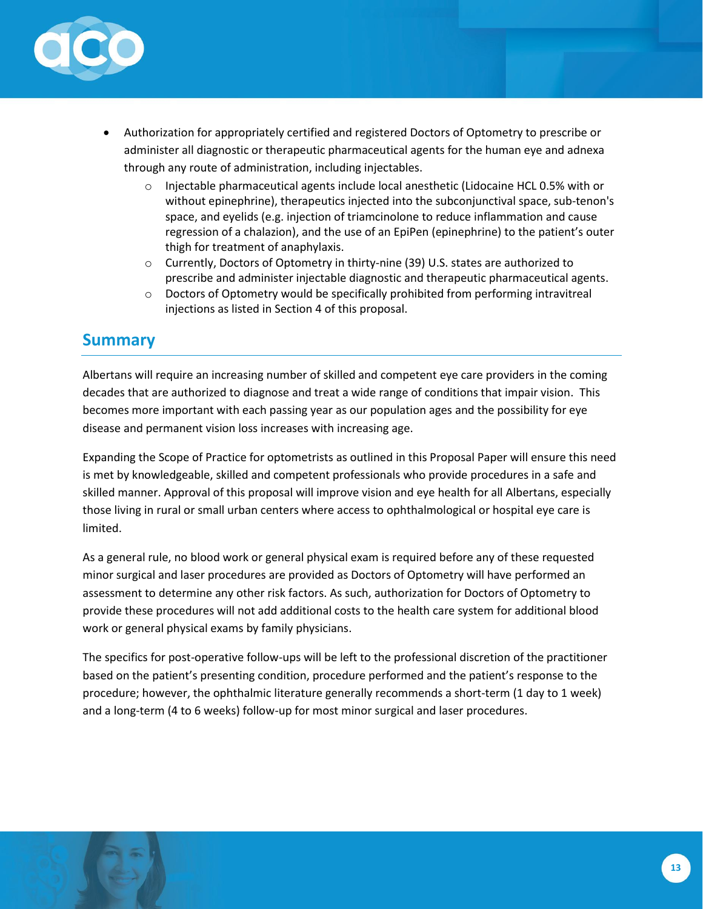- Authorization for appropriately certified and registered Doctors of Optometry to prescribe or administer all diagnostic or therapeutic pharmaceutical agents for the human eye and adnexa through any route of administration, including injectables.
    - Injectable pharmaceutical agents include local anesthetic (Lidocaine HCL 0.5% with or without epinephrine), therapeutics injected into the subconjunctival space, sub-tenon's space, and eyelids (e.g. injection of triamcinolone to reduce inflammation and cause regression of a chalazion), and the use of an EpiPen (epinephrine) to the patient's outer thigh for treatment of anaphylaxis.
    - Currently, Doctors of Optometry in thirty-nine (39) U.S. states are authorized to prescribe and administer injectable diagnostic and therapeutic pharmaceutical agents.
    - Doctors of Optometry would be specifically prohibited from performing intravitreal injections as listed in Section 4 of this proposal.

## Summary

Albertans will require an increasing number of skilled and competent eye care providers in the coming decades that are authorized to diagnose and treat a wide range of conditions that impair vision. This becomes more important with each passing year as our population ages and the possibility for eye disease and permanent vision loss increases with increasing age.

Expanding the Scope of Practice for optometrists as outlined in this Proposal Paper will ensure this need is met by knowledgeable, skilled and competent professionals who provide procedures in a safe and skilled manner. Approval of this proposal will improve vision and eye health for all Albertans, especially those living in rural or small urban centers where access to ophthalmological or hospital eye care is limited.

As a general rule, no blood work or general physical exam is required before any of these requested minor surgical and laser procedures are provided as Doctors of Optometry will have performed an assessment to determine any other risk factors. As such, authorization for Doctors of Optometry to provide these procedures will not add additional costs to the health care system for additional blood work or general physical exams by family physicians.

The specifics for post-operative follow-ups will be left to the professional discretion of the practitioner based on the patient's presenting condition, procedure performed and the patient's response to the procedure; however, the ophthalmic literature generally recommends a short-term (1 day to 1 week) and a long-term (4 to 6 weeks) follow-up for most minor surgical and laser procedures.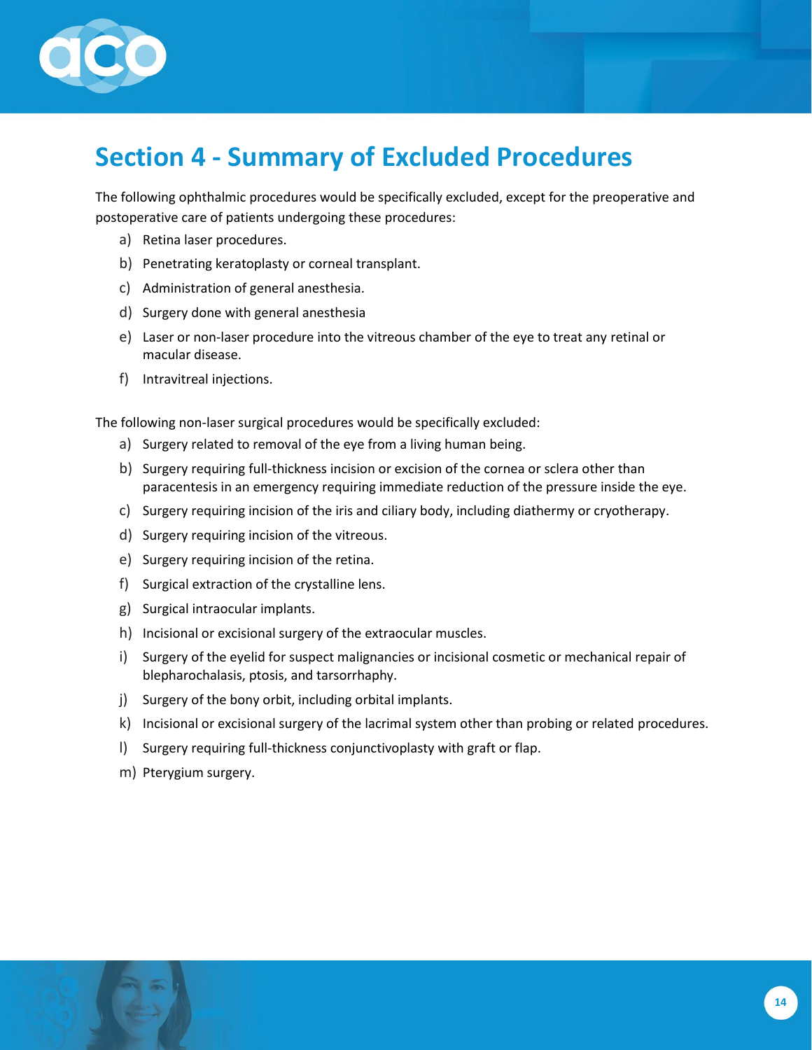# Section 4 - Summary of Excluded Procedures

The following ophthalmic procedures would be specifically excluded, except for the preoperative and postoperative care of patients undergoing these procedures:

a) Retina laser procedures.

b) Penetrating keratoplasty or corneal transplant.

c) Administration of general anesthesia.

d) Surgery done with general anesthesia

e) Laser or non-laser procedure into the vitreous chamber of the eye to treat any retinal or macular disease.

f) Intravitreal injections.

The following non-laser surgical procedures would be specifically excluded:

a) Surgery related to removal of the eye from a living human being.

b) Surgery requiring full-thickness incision or excision of the cornea or sclera other than paracentesis in an emergency requiring immediate reduction of the pressure inside the eye.

c) Surgery requiring incision of the iris and ciliary body, including diathermy or cryotherapy.

d) Surgery requiring incision of the vitreous.

e) Surgery requiring incision of the retina.

f) Surgical extraction of the crystalline lens.

g) Surgical intraocular implants.

h) Incisional or excisional surgery of the extraocular muscles.

i) Surgery of the eyelid for suspect malignancies or incisional cosmetic or mechanical repair of blepharochalasis, ptosis, and tarsorrhaphy.

j) Surgery of the bony orbit, including orbital implants.

k) Incisional or excisional surgery of the lacrimal system other than probing or related procedures.

l) Surgery requiring full-thickness conjunctivoplasty with graft or flap.

m) Pterygium surgery.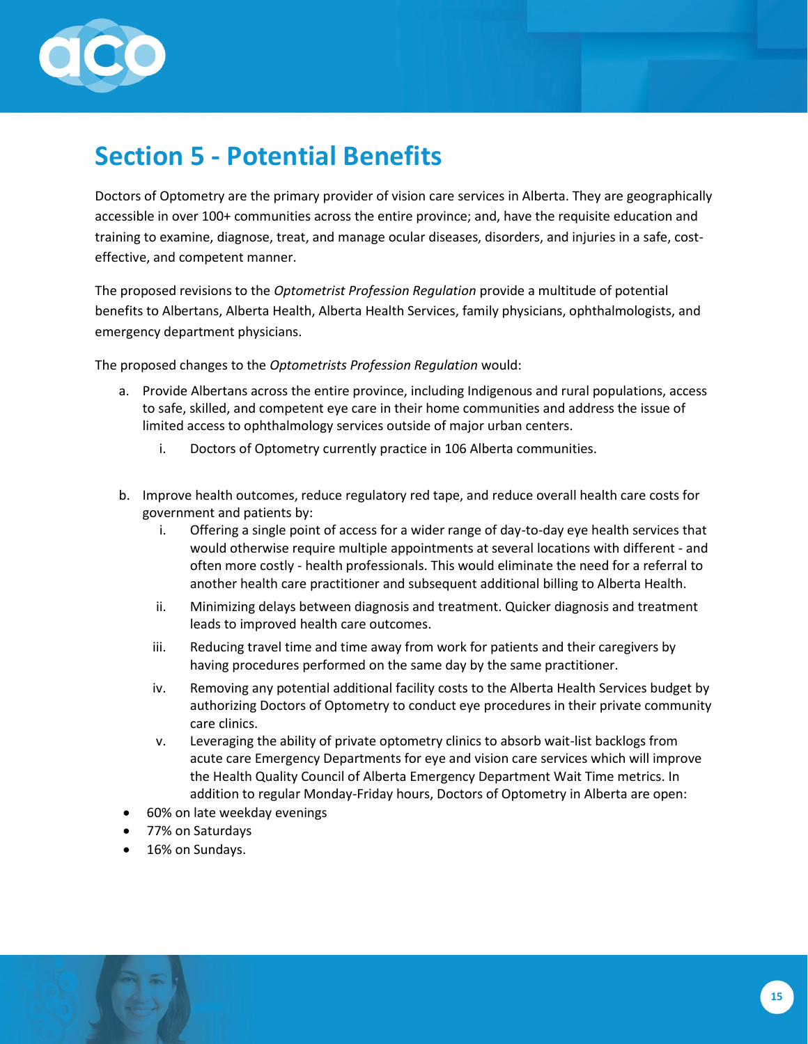## Section 5 - Potential Benefits

Doctors of Optometry are the primary provider of vision care services in Alberta. They are geographically accessible in over 100+ communities across the entire province; and, have the requisite education and training to examine, diagnose, treat, and manage ocular diseases, disorders, and injuries in a safe, cost-effective, and competent manner.

The proposed revisions to the *Optometrist Profession Regulation* provide a multitude of potential benefits to Albertans, Alberta Health, Alberta Health Services, family physicians, ophthalmologists, and emergency department physicians.

The proposed changes to the *Optometrists Profession Regulation* would:

a. Provide Albertans across the entire province, including Indigenous and rural populations, access to safe, skilled, and competent eye care in their home communities and address the issue of limited access to ophthalmology services outside of major urban centers.
   i. Doctors of Optometry currently practice in 106 Alberta communities.

b. Improve health outcomes, reduce regulatory red tape, and reduce overall health care costs for government and patients by:
   i. Offering a single point of access for a wider range of day-to-day eye health services that would otherwise require multiple appointments at several locations with different - and often more costly - health professionals. This would eliminate the need for a referral to another health care practitioner and subsequent additional billing to Alberta Health.
   ii. Minimizing delays between diagnosis and treatment. Quicker diagnosis and treatment leads to improved health care outcomes.
   iii. Reducing travel time and time away from work for patients and their caregivers by having procedures performed on the same day by the same practitioner.
   iv. Removing any potential additional facility costs to the Alberta Health Services budget by authorizing Doctors of Optometry to conduct eye procedures in their private community care clinics.
   v. Leveraging the ability of private optometry clinics to absorb wait-list backlogs from acute care Emergency Departments for eye and vision care services which will improve the Health Quality Council of Alberta Emergency Department Wait Time metrics. In addition to regular Monday-Friday hours, Doctors of Optometry in Alberta are open:

- 60% on late weekday evenings
- 77% on Saturdays
- 16% on Sundays.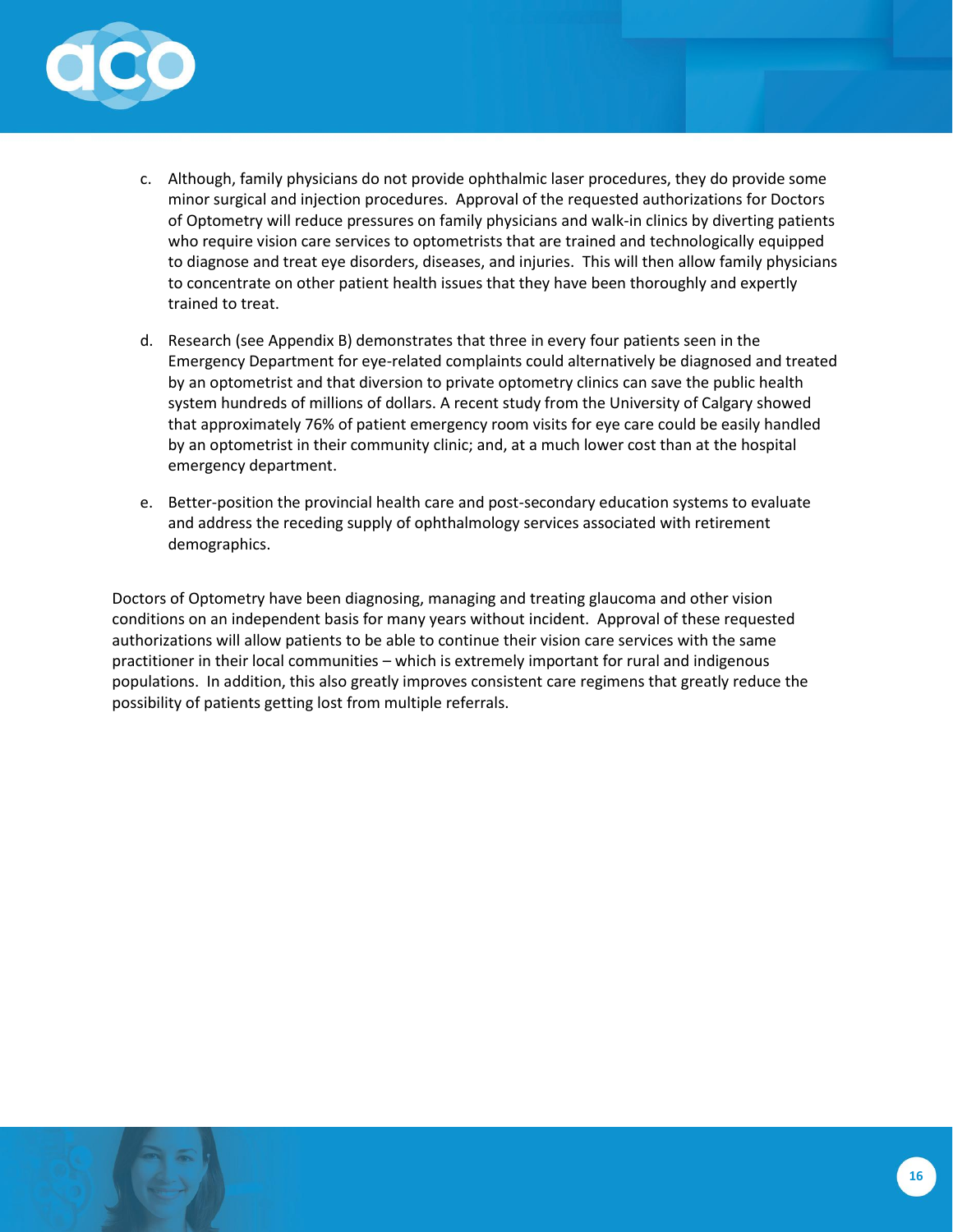c. Although, family physicians do not provide ophthalmic laser procedures, they do provide some minor surgical and injection procedures. Approval of the requested authorizations for Doctors of Optometry will reduce pressures on family physicians and walk-in clinics by diverting patients who require vision care services to optometrists that are trained and technologically equipped to diagnose and treat eye disorders, diseases, and injuries. This will then allow family physicians to concentrate on other patient health issues that they have been thoroughly and expertly trained to treat.

d. Research (see Appendix B) demonstrates that three in every four patients seen in the Emergency Department for eye-related complaints could alternatively be diagnosed and treated by an optometrist and that diversion to private optometry clinics can save the public health system hundreds of millions of dollars. A recent study from the University of Calgary showed that approximately 76% of patient emergency room visits for eye care could be easily handled by an optometrist in their community clinic; and, at a much lower cost than at the hospital emergency department.

e. Better-position the provincial health care and post-secondary education systems to evaluate and address the receding supply of ophthalmology services associated with retirement demographics.

Doctors of Optometry have been diagnosing, managing and treating glaucoma and other vision conditions on an independent basis for many years without incident. Approval of these requested authorizations will allow patients to be able to continue their vision care services with the same practitioner in their local communities – which is extremely important for rural and indigenous populations. In addition, this also greatly improves consistent care regimens that greatly reduce the possibility of patients getting lost from multiple referrals.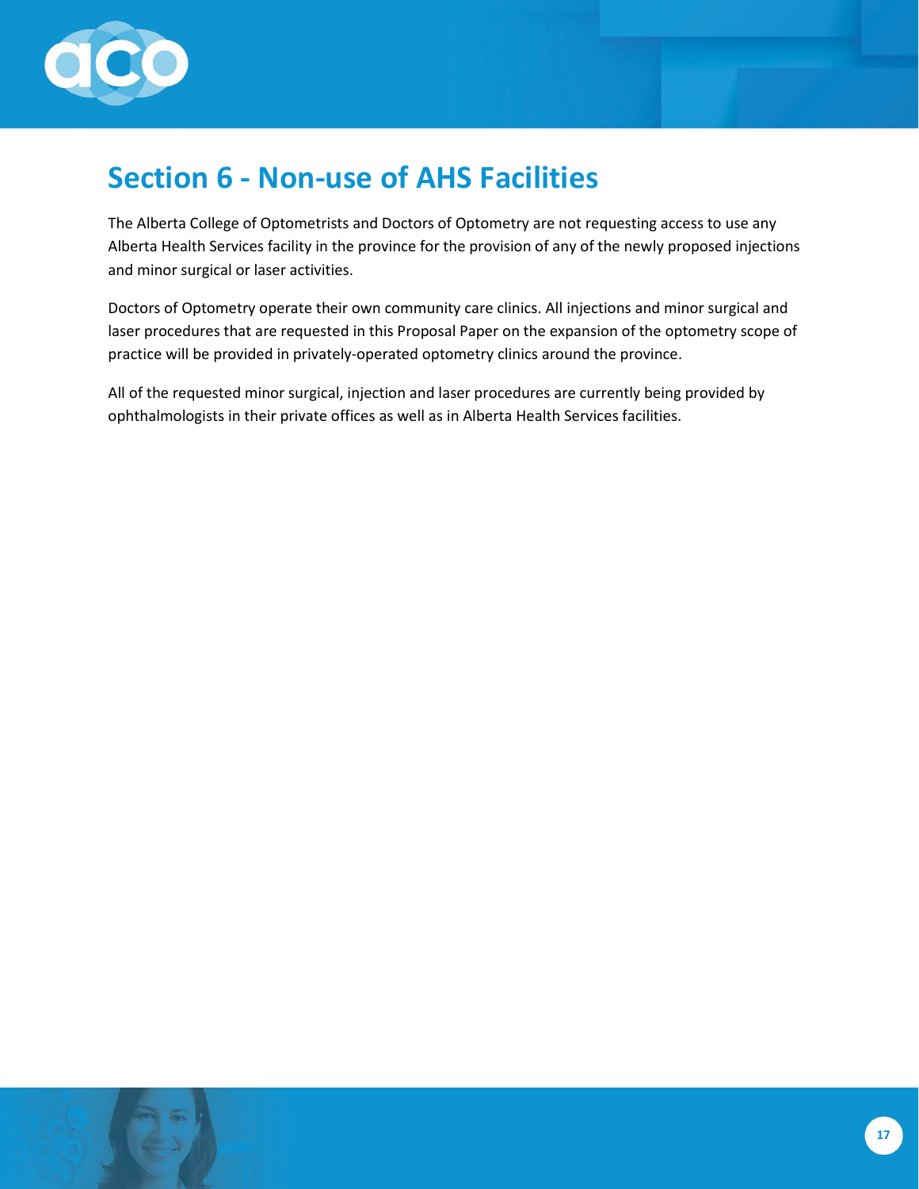# Section 6 - Non-use of AHS Facilities

The Alberta College of Optometrists and Doctors of Optometry are not requesting access to use any Alberta Health Services facility in the province for the provision of any of the newly proposed injections and minor surgical or laser activities.

Doctors of Optometry operate their own community care clinics. All injections and minor surgical and laser procedures that are requested in this Proposal Paper on the expansion of the optometry scope of practice will be provided in privately-operated optometry clinics around the province.

All of the requested minor surgical, injection and laser procedures are currently being provided by ophthalmologists in their private offices as well as in Alberta Health Services facilities.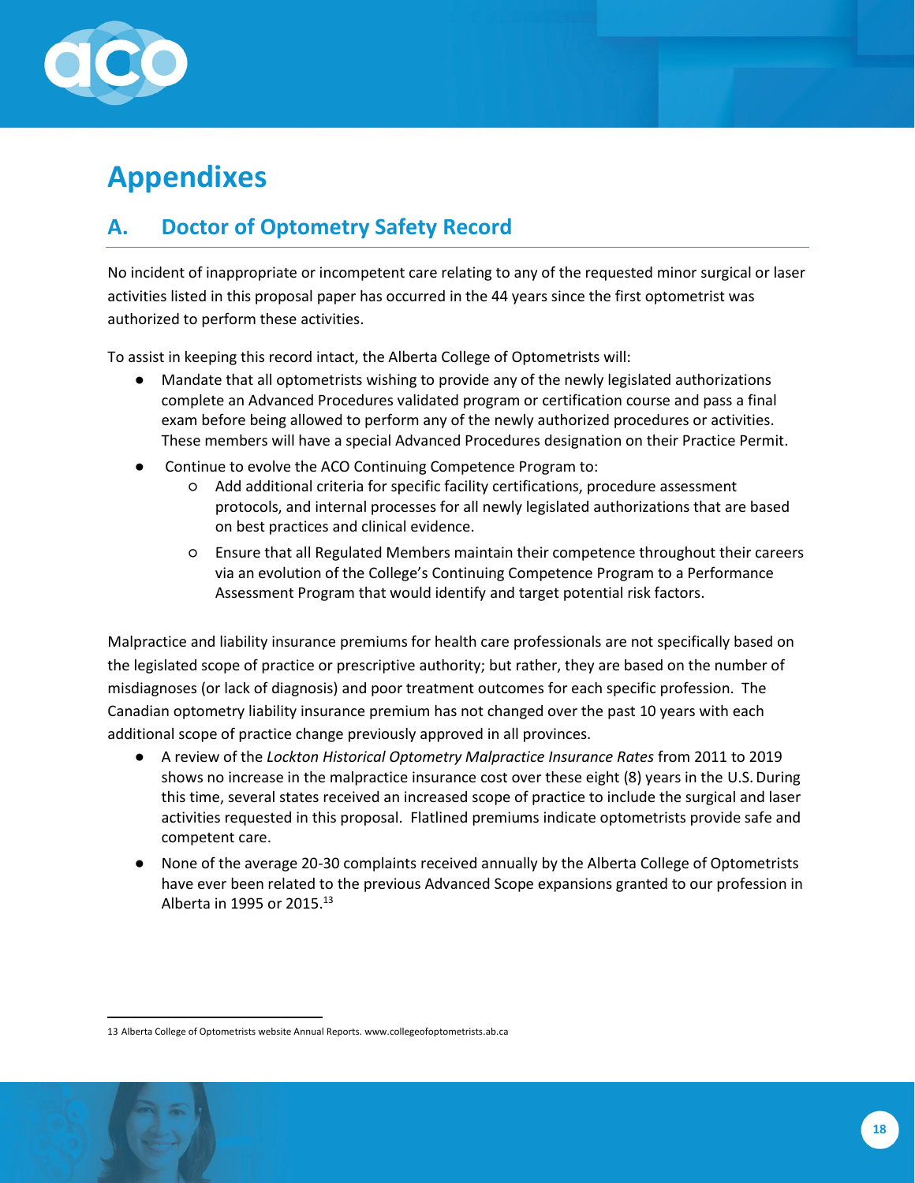# Appendixes

## A. Doctor of Optometry Safety Record

No incident of inappropriate or incompetent care relating to any of the requested minor surgical or laser activities listed in this proposal paper has occurred in the 44 years since the first optometrist was authorized to perform these activities.

To assist in keeping this record intact, the Alberta College of Optometrists will:

- Mandate that all optometrists wishing to provide any of the newly legislated authorizations complete an Advanced Procedures validated program or certification course and pass a final exam before being allowed to perform any of the newly authorized procedures or activities. These members will have a special Advanced Procedures designation on their Practice Permit.
- Continue to evolve the ACO Continuing Competence Program to:
  - Add additional criteria for specific facility certifications, procedure assessment protocols, and internal processes for all newly legislated authorizations that are based on best practices and clinical evidence.
  - Ensure that all Regulated Members maintain their competence throughout their careers via an evolution of the College's Continuing Competence Program to a Performance Assessment Program that would identify and target potential risk factors.

Malpractice and liability insurance premiums for health care professionals are not specifically based on the legislated scope of practice or prescriptive authority; but rather, they are based on the number of misdiagnoses (or lack of diagnosis) and poor treatment outcomes for each specific profession. The Canadian optometry liability insurance premium has not changed over the past 10 years with each additional scope of practice change previously approved in all provinces.

- A review of the *Lockton Historical Optometry Malpractice Insurance Rates* from 2011 to 2019 shows no increase in the malpractice insurance cost over these eight (8) years in the U.S. During this time, several states received an increased scope of practice to include the surgical and laser activities requested in this proposal. Flatlined premiums indicate optometrists provide safe and competent care.
- None of the average 20-30 complaints received annually by the Alberta College of Optometrists have ever been related to the previous Advanced Scope expansions granted to our profession in Alberta in 1995 or 2015.[13]

13 Alberta College of Optometrists website Annual Reports. www.collegeofoptometrists.ab.ca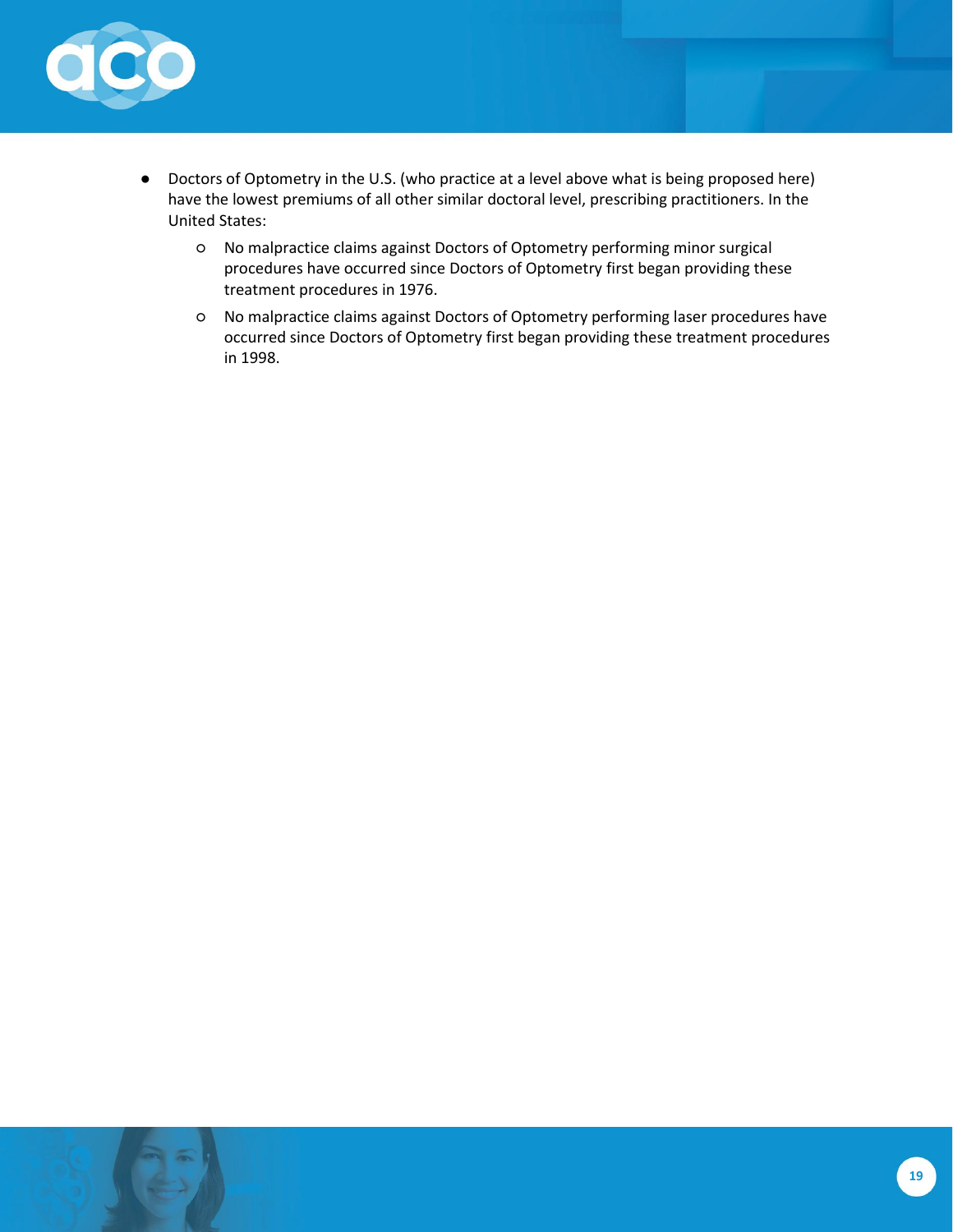- Doctors of Optometry in the U.S. (who practice at a level above what is being proposed here) have the lowest premiums of all other similar doctoral level, prescribing practitioners. In the United States:
    - No malpractice claims against Doctors of Optometry performing minor surgical procedures have occurred since Doctors of Optometry first began providing these treatment procedures in 1976.
    - No malpractice claims against Doctors of Optometry performing laser procedures have occurred since Doctors of Optometry first began providing these treatment procedures in 1998.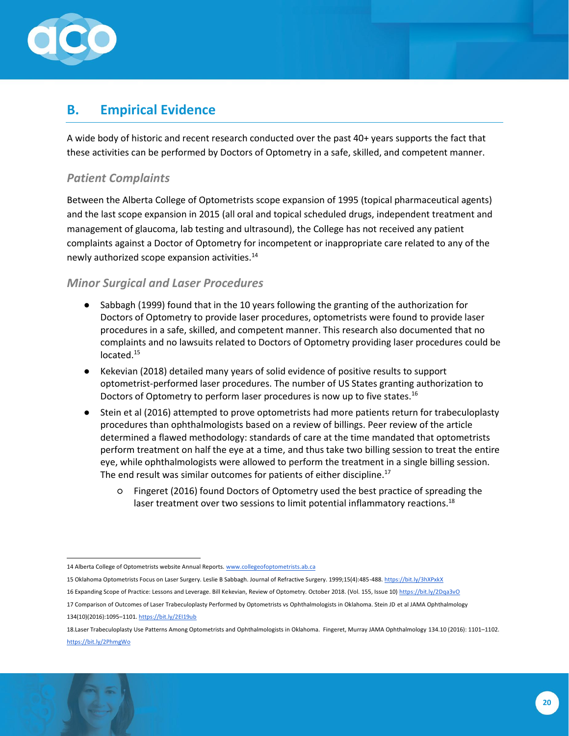## B. Empirical Evidence

A wide body of historic and recent research conducted over the past 40+ years supports the fact that these activities can be performed by Doctors of Optometry in a safe, skilled, and competent manner.

### *Patient Complaints*

Between the Alberta College of Optometrists scope expansion of 1995 (topical pharmaceutical agents) and the last scope expansion in 2015 (all oral and topical scheduled drugs, independent treatment and management of glaucoma, lab testing and ultrasound), the College has not received any patient complaints against a Doctor of Optometry for incompetent or inappropriate care related to any of the newly authorized scope expansion activities.[14]

### *Minor Surgical and Laser Procedures*

- Sabbagh (1999) found that in the 10 years following the granting of the authorization for Doctors of Optometry to provide laser procedures, optometrists were found to provide laser procedures in a safe, skilled, and competent manner. This research also documented that no complaints and no lawsuits related to Doctors of Optometry providing laser procedures could be located.[15]
- Kekevian (2018) detailed many years of solid evidence of positive results to support optometrist-performed laser procedures. The number of US States granting authorization to Doctors of Optometry to perform laser procedures is now up to five states.[16]
- Stein et al (2016) attempted to prove optometrists had more patients return for trabeculoplasty procedures than ophthalmologists based on a review of billings. Peer review of the article determined a flawed methodology: standards of care at the time mandated that optometrists perform treatment on half the eye at a time, and thus take two billing session to treat the entire eye, while ophthalmologists were allowed to perform the treatment in a single billing session. The end result was similar outcomes for patients of either discipline.[17]
    - Fingeret (2016) found Doctors of Optometry used the best practice of spreading the laser treatment over two sessions to limit potential inflammatory reactions.[18]

---

14 Alberta College of Optometrists website Annual Reports. www.collegeofoptometrists.ab.ca

15 Oklahoma Optometrists Focus on Laser Surgery. Leslie B Sabbagh. Journal of Refractive Surgery. 1999;15(4):485-488. https://bit.ly/3hXPxkX

16 Expanding Scope of Practice: Lessons and Leverage. Bill Kekevian, Review of Optometry. October 2018. (Vol. 155, Issue 10) https://bit.ly/2Dqa3vO

17 Comparison of Outcomes of Laser Trabeculoplasty Performed by Optometrists vs Ophthalmologists in Oklahoma. Stein JD et al JAMA Ophthalmology 134(10)(2016):1095–1101. https://bit.ly/2EI19ub

18.Laser Trabeculoplasty Use Patterns Among Optometrists and Ophthalmologists in Oklahoma. Fingeret, Murray JAMA Ophthalmology 134.10 (2016): 1101–1102. https://bit.ly/2PhmgWo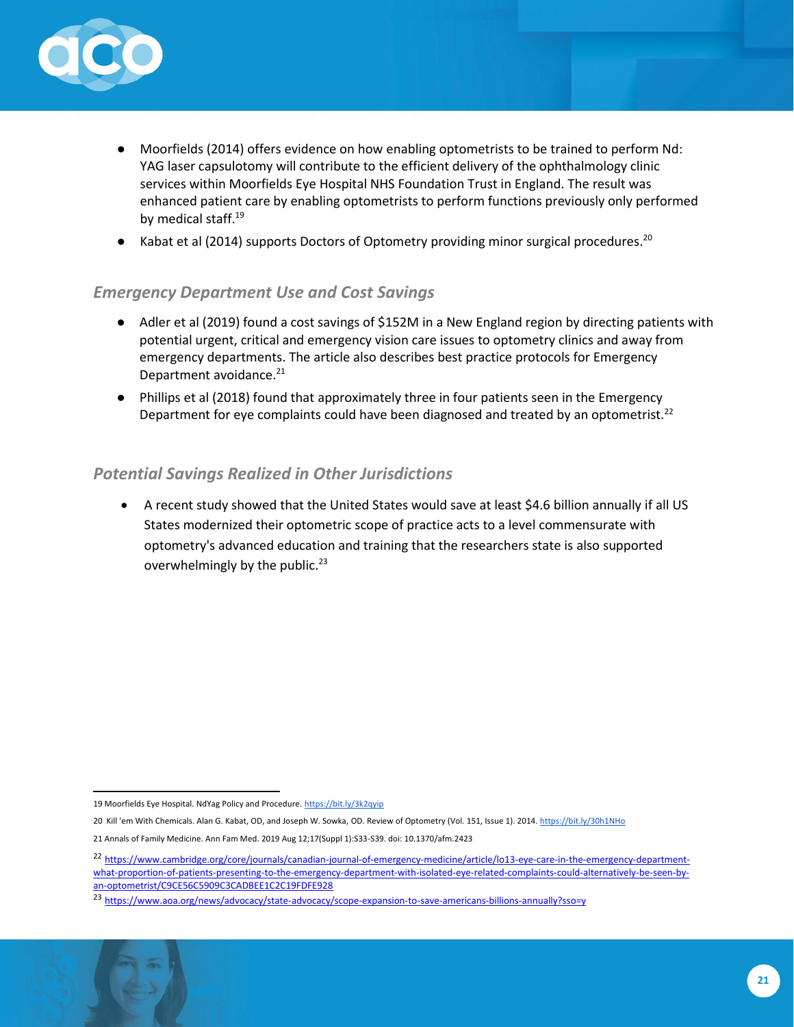- Moorfields (2014) offers evidence on how enabling optometrists to be trained to perform Nd: YAG laser capsulotomy will contribute to the efficient delivery of the ophthalmology clinic services within Moorfields Eye Hospital NHS Foundation Trust in England. The result was enhanced patient care by enabling optometrists to perform functions previously only performed by medical staff.[19]
- Kabat et al (2014) supports Doctors of Optometry providing minor surgical procedures.[20]

### *Emergency Department Use and Cost Savings*

- Adler et al (2019) found a cost savings of $152M in a New England region by directing patients with potential urgent, critical and emergency vision care issues to optometry clinics and away from emergency departments. The article also describes best practice protocols for Emergency Department avoidance.[21]
- Phillips et al (2018) found that approximately three in four patients seen in the Emergency Department for eye complaints could have been diagnosed and treated by an optometrist.[22]

### *Potential Savings Realized in Other Jurisdictions*

- A recent study showed that the United States would save at least $4.6 billion annually if all US States modernized their optometric scope of practice acts to a level commensurate with optometry's advanced education and training that the researchers state is also supported overwhelmingly by the public.[23]

---

19 Moorfields Eye Hospital. NdYag Policy and Procedure. https://bit.ly/3k2qyip

20 Kill 'em With Chemicals. Alan G. Kabat, OD, and Joseph W. Sowka, OD. Review of Optometry (Vol. 151, Issue 1). 2014. https://bit.ly/30h1NHo

21 Annals of Family Medicine. Ann Fam Med. 2019 Aug 12;17(Suppl 1):S33-S39. doi: 10.1370/afm.2423

22 https://www.cambridge.org/core/journals/canadian-journal-of-emergency-medicine/article/lo13-eye-care-in-the-emergency-department-what-proportion-of-patients-presenting-to-the-emergency-department-with-isolated-eye-related-complaints-could-alternatively-be-seen-by-an-optometrist/C9CE56C5909C3CADBEE1C2C19FDFE928

23 https://www.aoa.org/news/advocacy/state-advocacy/scope-expansion-to-save-americans-billions-annually?sso=y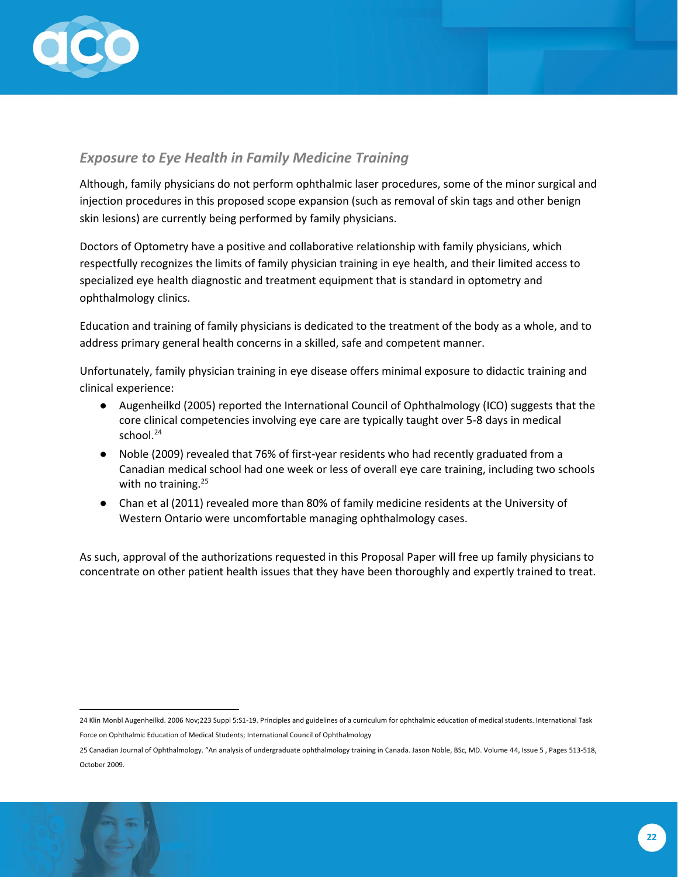### *Exposure to Eye Health in Family Medicine Training*

Although, family physicians do not perform ophthalmic laser procedures, some of the minor surgical and injection procedures in this proposed scope expansion (such as removal of skin tags and other benign skin lesions) are currently being performed by family physicians.

Doctors of Optometry have a positive and collaborative relationship with family physicians, which respectfully recognizes the limits of family physician training in eye health, and their limited access to specialized eye health diagnostic and treatment equipment that is standard in optometry and ophthalmology clinics.

Education and training of family physicians is dedicated to the treatment of the body as a whole, and to address primary general health concerns in a skilled, safe and competent manner.

Unfortunately, family physician training in eye disease offers minimal exposure to didactic training and clinical experience:

- Augenheilkd (2005) reported the International Council of Ophthalmology (ICO) suggests that the core clinical competencies involving eye care are typically taught over 5-8 days in medical school.[24]
- Noble (2009) revealed that 76% of first-year residents who had recently graduated from a Canadian medical school had one week or less of overall eye care training, including two schools with no training.[25]
- Chan et al (2011) revealed more than 80% of family medicine residents at the University of Western Ontario were uncomfortable managing ophthalmology cases.

As such, approval of the authorizations requested in this Proposal Paper will free up family physicians to concentrate on other patient health issues that they have been thoroughly and expertly trained to treat.

---

24 Klin Monbl Augenheilkd. 2006 Nov;223 Suppl 5:S1-19. Principles and guidelines of a curriculum for ophthalmic education of medical students. International Task Force on Ophthalmic Education of Medical Students; International Council of Ophthalmology

25 Canadian Journal of Ophthalmology. "An analysis of undergraduate ophthalmology training in Canada. Jason Noble, BSc, MD. Volume 44, Issue 5 , Pages 513-518, October 2009.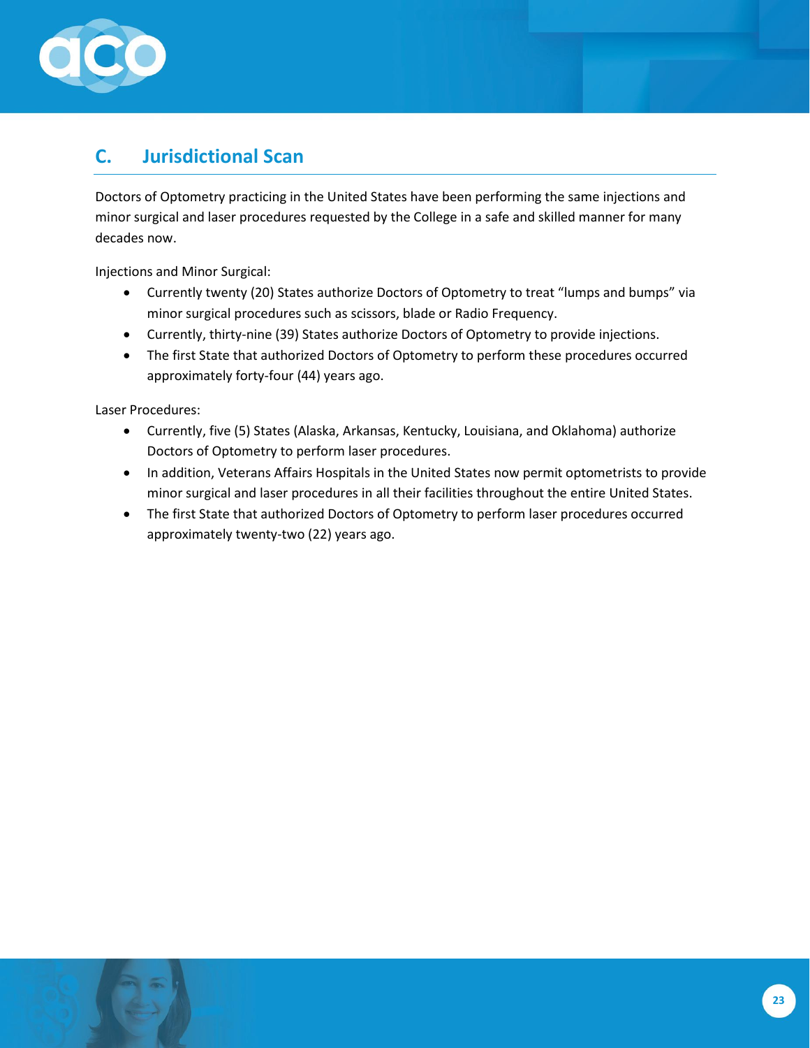## C. Jurisdictional Scan

Doctors of Optometry practicing in the United States have been performing the same injections and minor surgical and laser procedures requested by the College in a safe and skilled manner for many decades now.

Injections and Minor Surgical:

- Currently twenty (20) States authorize Doctors of Optometry to treat "lumps and bumps" via minor surgical procedures such as scissors, blade or Radio Frequency.
- Currently, thirty-nine (39) States authorize Doctors of Optometry to provide injections.
- The first State that authorized Doctors of Optometry to perform these procedures occurred approximately forty-four (44) years ago.

Laser Procedures:

- Currently, five (5) States (Alaska, Arkansas, Kentucky, Louisiana, and Oklahoma) authorize Doctors of Optometry to perform laser procedures.
- In addition, Veterans Affairs Hospitals in the United States now permit optometrists to provide minor surgical and laser procedures in all their facilities throughout the entire United States.
- The first State that authorized Doctors of Optometry to perform laser procedures occurred approximately twenty-two (22) years ago.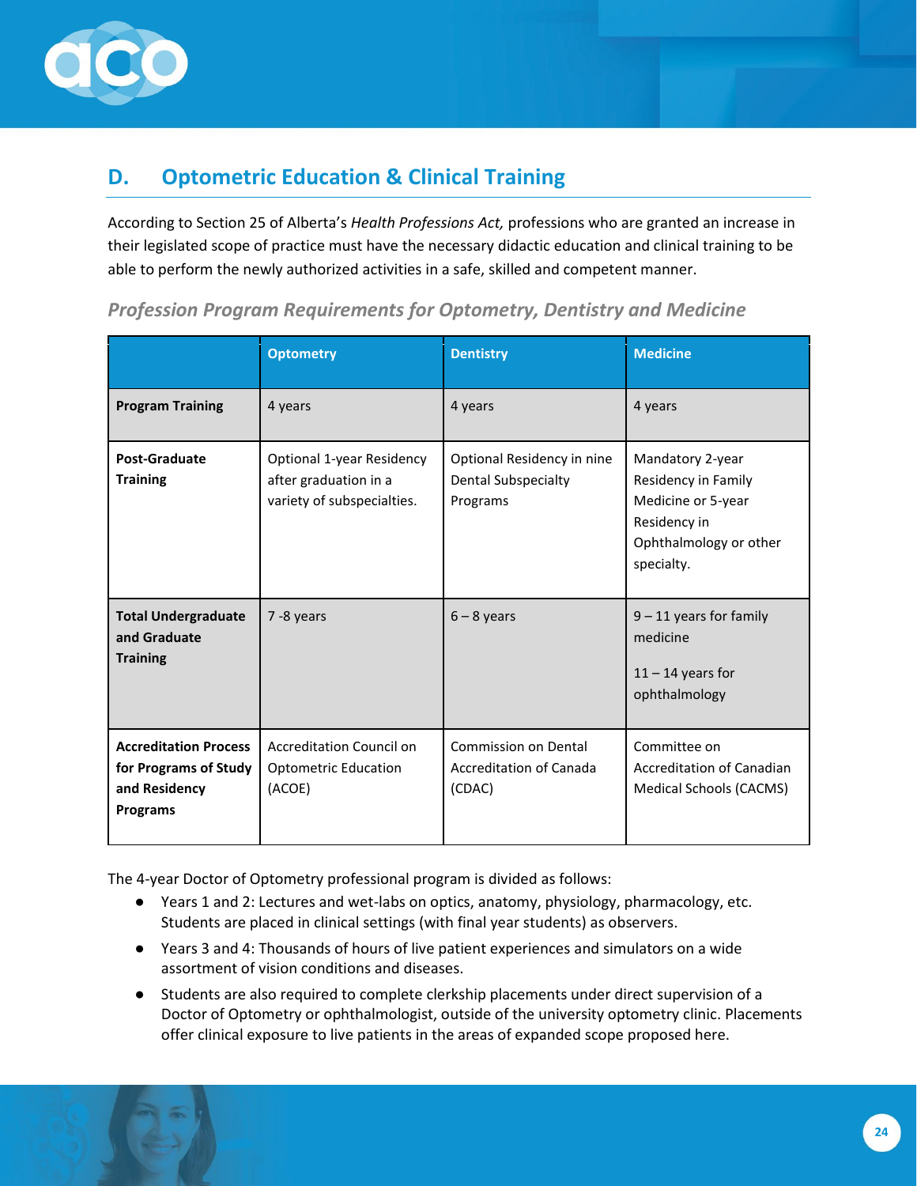## D. Optometric Education & Clinical Training

According to Section 25 of Alberta's *Health Professions Act,* professions who are granted an increase in their legislated scope of practice must have the necessary didactic education and clinical training to be able to perform the newly authorized activities in a safe, skilled and competent manner.

### *Profession Program Requirements for Optometry, Dentistry and Medicine*

| | Optometry | Dentistry | Medicine |
|---|---|---|---|
| **Program Training** | 4 years | 4 years | 4 years |
| **Post-Graduate Training** | Optional 1-year Residency after graduation in a variety of subspecialties. | Optional Residency in nine Dental Subspecialty Programs | Mandatory 2-year Residency in Family Medicine or 5-year Residency in Ophthalmology or other specialty. |
| **Total Undergraduate and Graduate Training** | 7 -8 years | 6 – 8 years | 9 – 11 years for family medicine<br><br>11 – 14 years for ophthalmology |
| **Accreditation Process for Programs of Study and Residency Programs** | Accreditation Council on Optometric Education (ACOE) | Commission on Dental Accreditation of Canada (CDAC) | Committee on Accreditation of Canadian Medical Schools (CACMS) |

The 4-year Doctor of Optometry professional program is divided as follows:

- Years 1 and 2: Lectures and wet-labs on optics, anatomy, physiology, pharmacology, etc. Students are placed in clinical settings (with final year students) as observers.
- Years 3 and 4: Thousands of hours of live patient experiences and simulators on a wide assortment of vision conditions and diseases.
- Students are also required to complete clerkship placements under direct supervision of a Doctor of Optometry or ophthalmologist, outside of the university optometry clinic. Placements offer clinical exposure to live patients in the areas of expanded scope proposed here.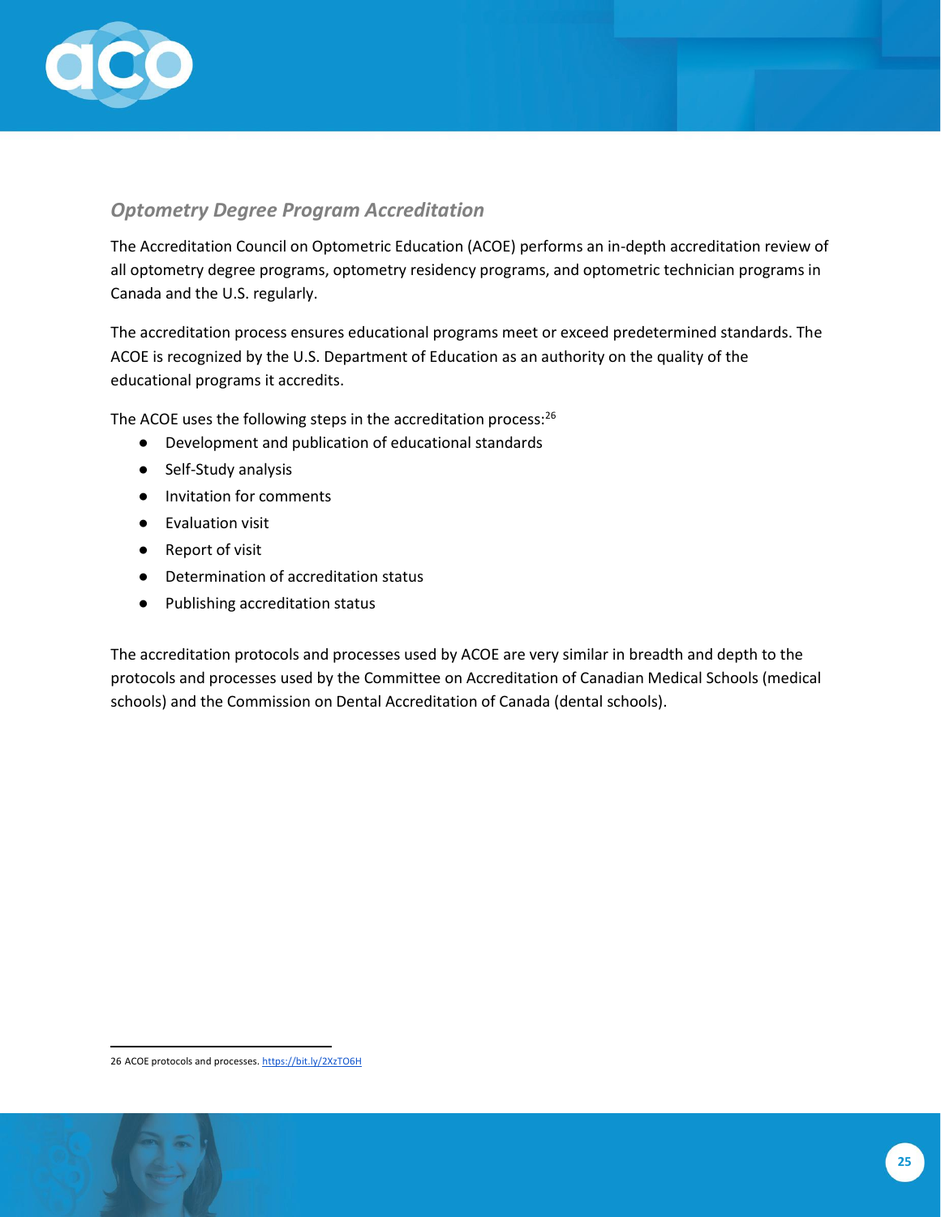### *Optometry Degree Program Accreditation*

The Accreditation Council on Optometric Education (ACOE) performs an in-depth accreditation review of all optometry degree programs, optometry residency programs, and optometric technician programs in Canada and the U.S. regularly.

The accreditation process ensures educational programs meet or exceed predetermined standards. The ACOE is recognized by the U.S. Department of Education as an authority on the quality of the educational programs it accredits.

The ACOE uses the following steps in the accreditation process:[26]

- Development and publication of educational standards
- Self-Study analysis
- Invitation for comments
- Evaluation visit
- Report of visit
- Determination of accreditation status
- Publishing accreditation status

The accreditation protocols and processes used by ACOE are very similar in breadth and depth to the protocols and processes used by the Committee on Accreditation of Canadian Medical Schools (medical schools) and the Commission on Dental Accreditation of Canada (dental schools).

---

26 ACOE protocols and processes. https://bit.ly/2XzTO6H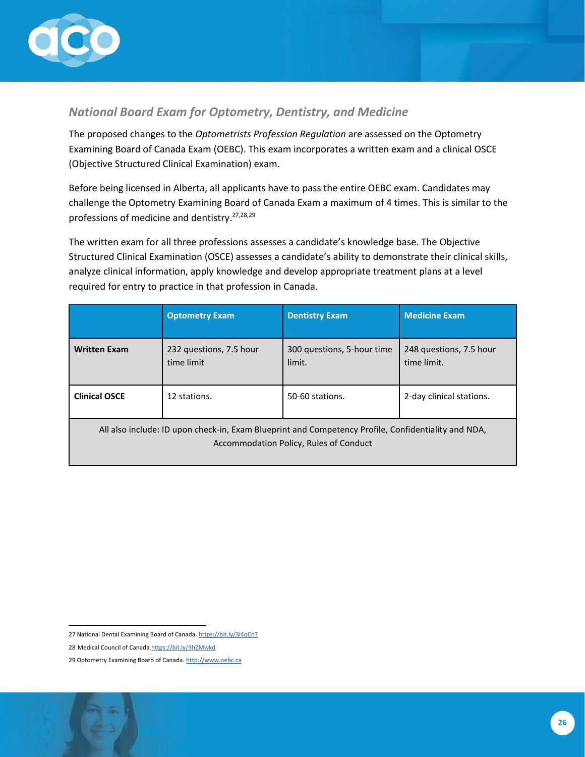## *National Board Exam for Optometry, Dentistry, and Medicine*

The proposed changes to the *Optometrists Profession Regulation* are assessed on the Optometry Examining Board of Canada Exam (OEBC). This exam incorporates a written exam and a clinical OSCE (Objective Structured Clinical Examination) exam.

Before being licensed in Alberta, all applicants have to pass the entire OEBC exam. Candidates may challenge the Optometry Examining Board of Canada Exam a maximum of 4 times. This is similar to the professions of medicine and dentistry.[27,28,29]

The written exam for all three professions assesses a candidate's knowledge base. The Objective Structured Clinical Examination (OSCE) assesses a candidate's ability to demonstrate their clinical skills, analyze clinical information, apply knowledge and develop appropriate treatment plans at a level required for entry to practice in that profession in Canada.

| | **Optometry Exam** | **Dentistry Exam** | **Medicine Exam** |
|---|---|---|---|
| **Written Exam** | 232 questions, 7.5 hour time limit | 300 questions, 5-hour time limit. | 248 questions, 7.5 hour time limit. |
| **Clinical OSCE** | 12 stations. | 50-60 stations. | 2-day clinical stations. |
| All also include: ID upon check-in, Exam Blueprint and Competency Profile, Confidentiality and NDA, Accommodation Policy, Rules of Conduct | | | |

27 National Dental Examining Board of Canada. https://bit.ly/3i4oCnT

28 Medical Council of Canada. https://bit.ly/3hZMwkd

29 Optometry Examining Board of Canada. http://www.oebc.ca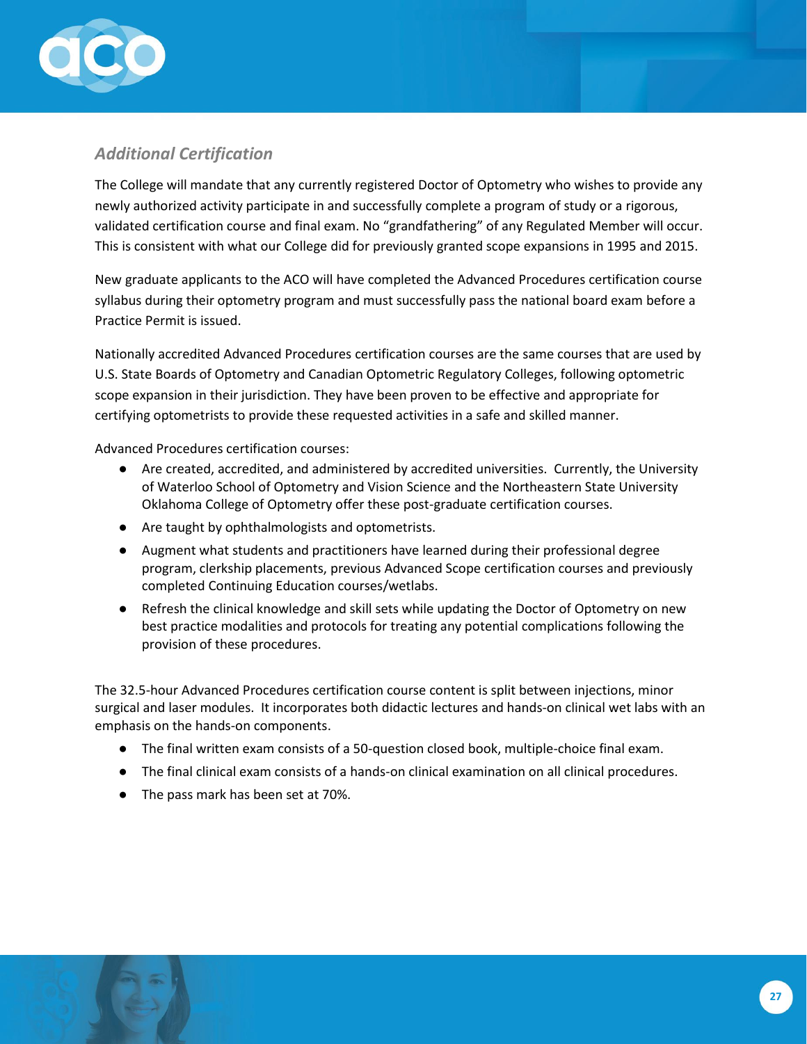## *Additional Certification*

The College will mandate that any currently registered Doctor of Optometry who wishes to provide any newly authorized activity participate in and successfully complete a program of study or a rigorous, validated certification course and final exam. No "grandfathering" of any Regulated Member will occur. This is consistent with what our College did for previously granted scope expansions in 1995 and 2015.

New graduate applicants to the ACO will have completed the Advanced Procedures certification course syllabus during their optometry program and must successfully pass the national board exam before a Practice Permit is issued.

Nationally accredited Advanced Procedures certification courses are the same courses that are used by U.S. State Boards of Optometry and Canadian Optometric Regulatory Colleges, following optometric scope expansion in their jurisdiction. They have been proven to be effective and appropriate for certifying optometrists to provide these requested activities in a safe and skilled manner.

Advanced Procedures certification courses:

- Are created, accredited, and administered by accredited universities. Currently, the University of Waterloo School of Optometry and Vision Science and the Northeastern State University Oklahoma College of Optometry offer these post-graduate certification courses.
- Are taught by ophthalmologists and optometrists.
- Augment what students and practitioners have learned during their professional degree program, clerkship placements, previous Advanced Scope certification courses and previously completed Continuing Education courses/wetlabs.
- Refresh the clinical knowledge and skill sets while updating the Doctor of Optometry on new best practice modalities and protocols for treating any potential complications following the provision of these procedures.

The 32.5-hour Advanced Procedures certification course content is split between injections, minor surgical and laser modules. It incorporates both didactic lectures and hands-on clinical wet labs with an emphasis on the hands-on components.

- The final written exam consists of a 50-question closed book, multiple-choice final exam.
- The final clinical exam consists of a hands-on clinical examination on all clinical procedures.
- The pass mark has been set at 70%.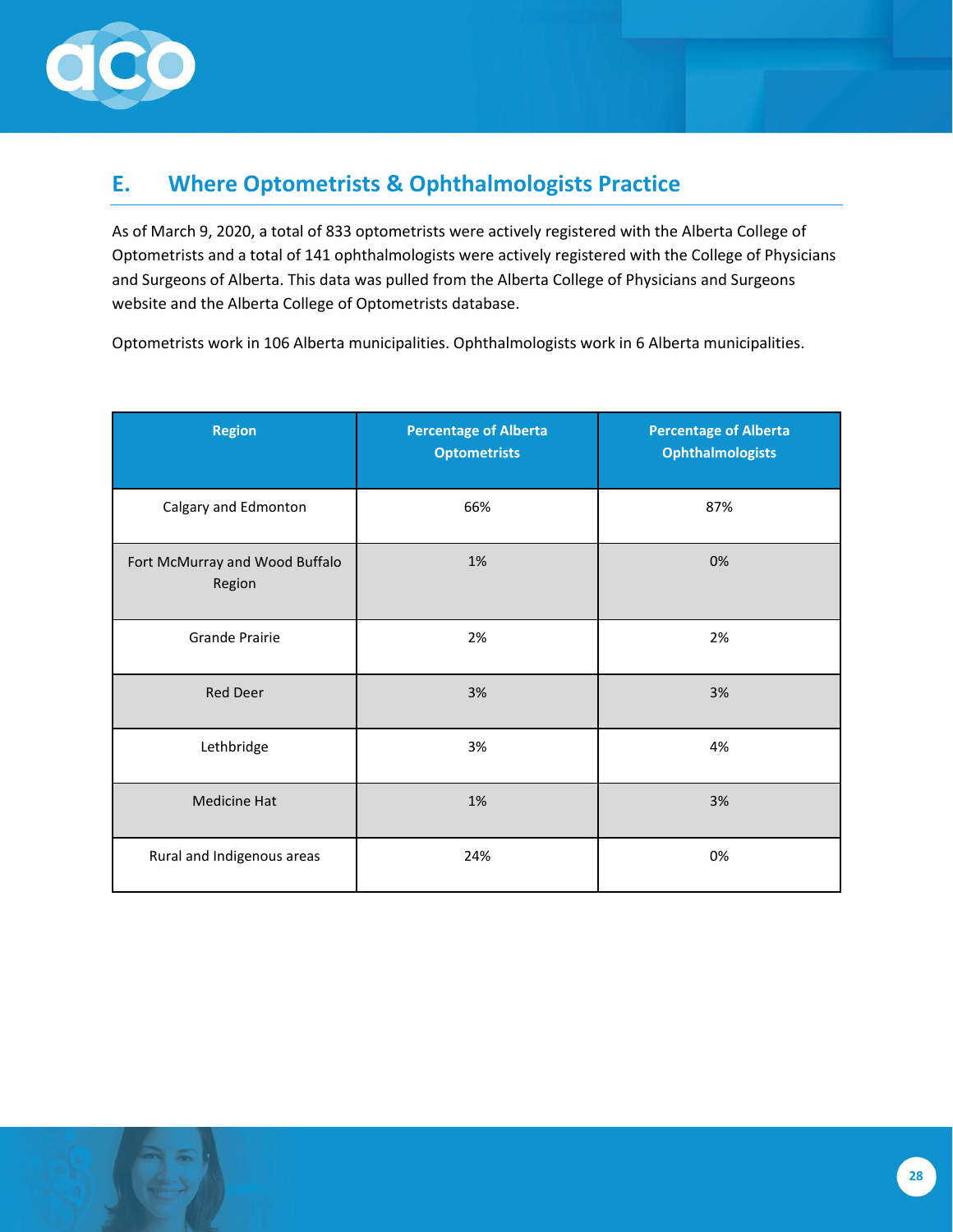## E. Where Optometrists & Ophthalmologists Practice

As of March 9, 2020, a total of 833 optometrists were actively registered with the Alberta College of Optometrists and a total of 141 ophthalmologists were actively registered with the College of Physicians and Surgeons of Alberta. This data was pulled from the Alberta College of Physicians and Surgeons website and the Alberta College of Optometrists database.

Optometrists work in 106 Alberta municipalities. Ophthalmologists work in 6 Alberta municipalities.

| Region | Percentage of Alberta Optometrists | Percentage of Alberta Ophthalmologists |
|---|---|---|
| Calgary and Edmonton | 66% | 87% |
| Fort McMurray and Wood Buffalo Region | 1% | 0% |
| Grande Prairie | 2% | 2% |
| Red Deer | 3% | 3% |
| Lethbridge | 3% | 4% |
| Medicine Hat | 1% | 3% |
| Rural and Indigenous areas | 24% | 0% |